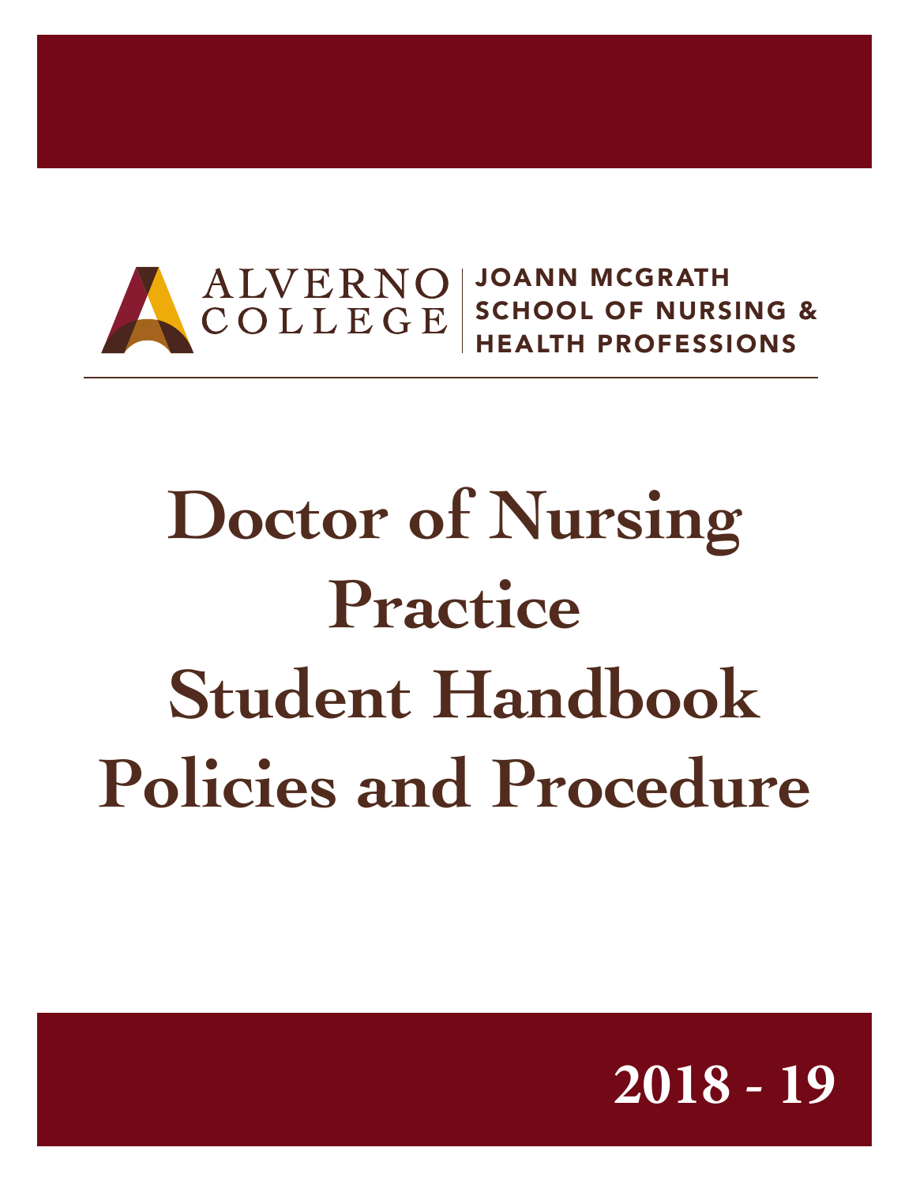ALVERNO COLLEGE | JOANN MCGRATH SCHOOL OF NURSING & HEALTH PROFESSIONS

# Doctor of Nursing Practice Student Handbook Policies and Procedure

**2018 - 19**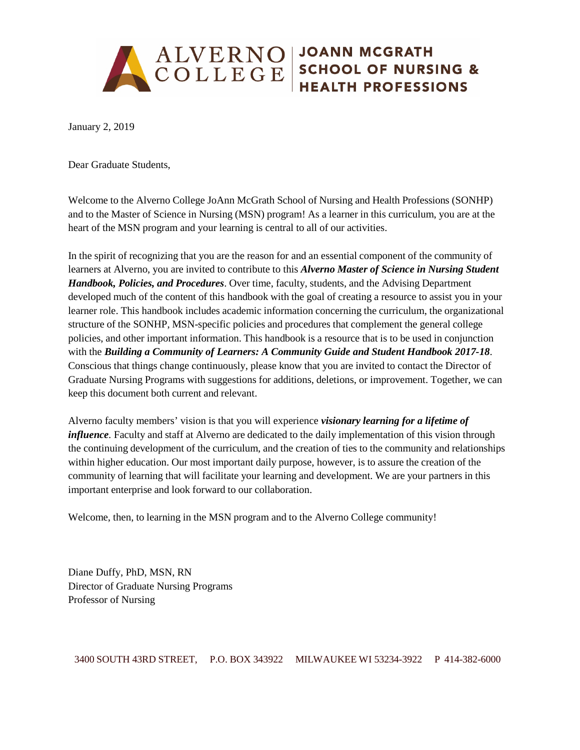ALVERNO COLLEGE | JOANN MCGRATH SCHOOL OF NURSING & HEALTH PROFESSIONS

January 2, 2019

Dear Graduate Students,

Welcome to the Alverno College JoAnn McGrath School of Nursing and Health Professions (SONHP) and to the Master of Science in Nursing (MSN) program! As a learner in this curriculum, you are at the heart of the MSN program and your learning is central to all of our activities.

In the spirit of recognizing that you are the reason for and an essential component of the community of learners at Alverno, you are invited to contribute to this ***Alverno Master of Science in Nursing Student Handbook, Policies, and Procedures***. Over time, faculty, students, and the Advising Department developed much of the content of this handbook with the goal of creating a resource to assist you in your learner role. This handbook includes academic information concerning the curriculum, the organizational structure of the SONHP, MSN-specific policies and procedures that complement the general college policies, and other important information. This handbook is a resource that is to be used in conjunction with the ***Building a Community of Learners: A Community Guide and Student Handbook 2017-18***. Conscious that things change continuously, please know that you are invited to contact the Director of Graduate Nursing Programs with suggestions for additions, deletions, or improvement. Together, we can keep this document both current and relevant.

Alverno faculty members' vision is that you will experience ***visionary learning for a lifetime of influence***. Faculty and staff at Alverno are dedicated to the daily implementation of this vision through the continuing development of the curriculum, and the creation of ties to the community and relationships within higher education. Our most important daily purpose, however, is to assure the creation of the community of learning that will facilitate your learning and development. We are your partners in this important enterprise and look forward to our collaboration.

Welcome, then, to learning in the MSN program and to the Alverno College community!

Diane Duffy, PhD, MSN, RN
Director of Graduate Nursing Programs
Professor of Nursing

3400 SOUTH 43RD STREET, P.O. BOX 343922 MILWAUKEE WI 53234-3922 P 414-382-6000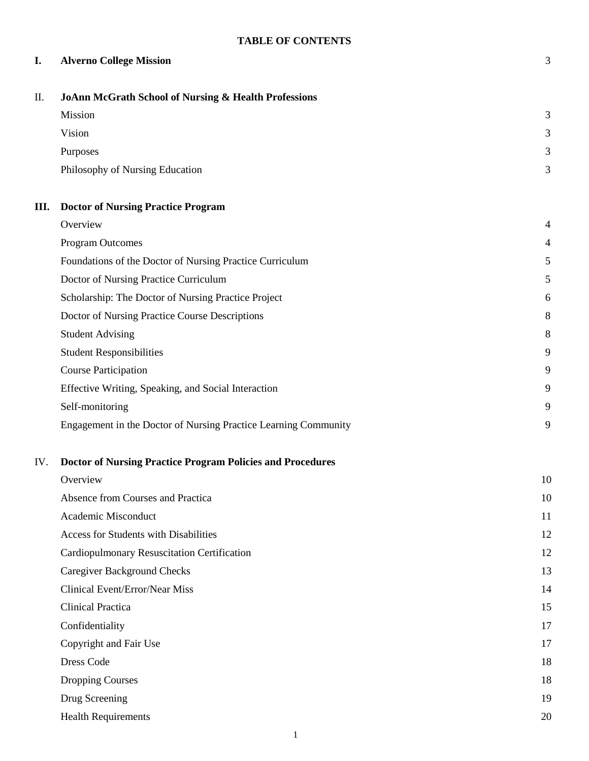**TABLE OF CONTENTS**

| | | |
|---|---|---|
| **I.** | **Alverno College Mission** | 3 |
| II. | **JoAnn McGrath School of Nursing & Health Professions** | |
| | Mission | 3 |
| | Vision | 3 |
| | Purposes | 3 |
| | Philosophy of Nursing Education | 3 |
| **III.** | **Doctor of Nursing Practice Program** | |
| | Overview | 4 |
| | Program Outcomes | 4 |
| | Foundations of the Doctor of Nursing Practice Curriculum | 5 |
| | Doctor of Nursing Practice Curriculum | 5 |
| | Scholarship: The Doctor of Nursing Practice Project | 6 |
| | Doctor of Nursing Practice Course Descriptions | 8 |
| | Student Advising | 8 |
| | Student Responsibilities | 9 |
| | Course Participation | 9 |
| | Effective Writing, Speaking, and Social Interaction | 9 |
| | Self-monitoring | 9 |
| | Engagement in the Doctor of Nursing Practice Learning Community | 9 |
| IV. | **Doctor of Nursing Practice Program Policies and Procedures** | |
| | Overview | 10 |
| | Absence from Courses and Practica | 10 |
| | Academic Misconduct | 11 |
| | Access for Students with Disabilities | 12 |
| | Cardiopulmonary Resuscitation Certification | 12 |
| | Caregiver Background Checks | 13 |
| | Clinical Event/Error/Near Miss | 14 |
| | Clinical Practica | 15 |
| | Confidentiality | 17 |
| | Copyright and Fair Use | 17 |
| | Dress Code | 18 |
| | Dropping Courses | 18 |
| | Drug Screening | 19 |
| | Health Requirements | 20 |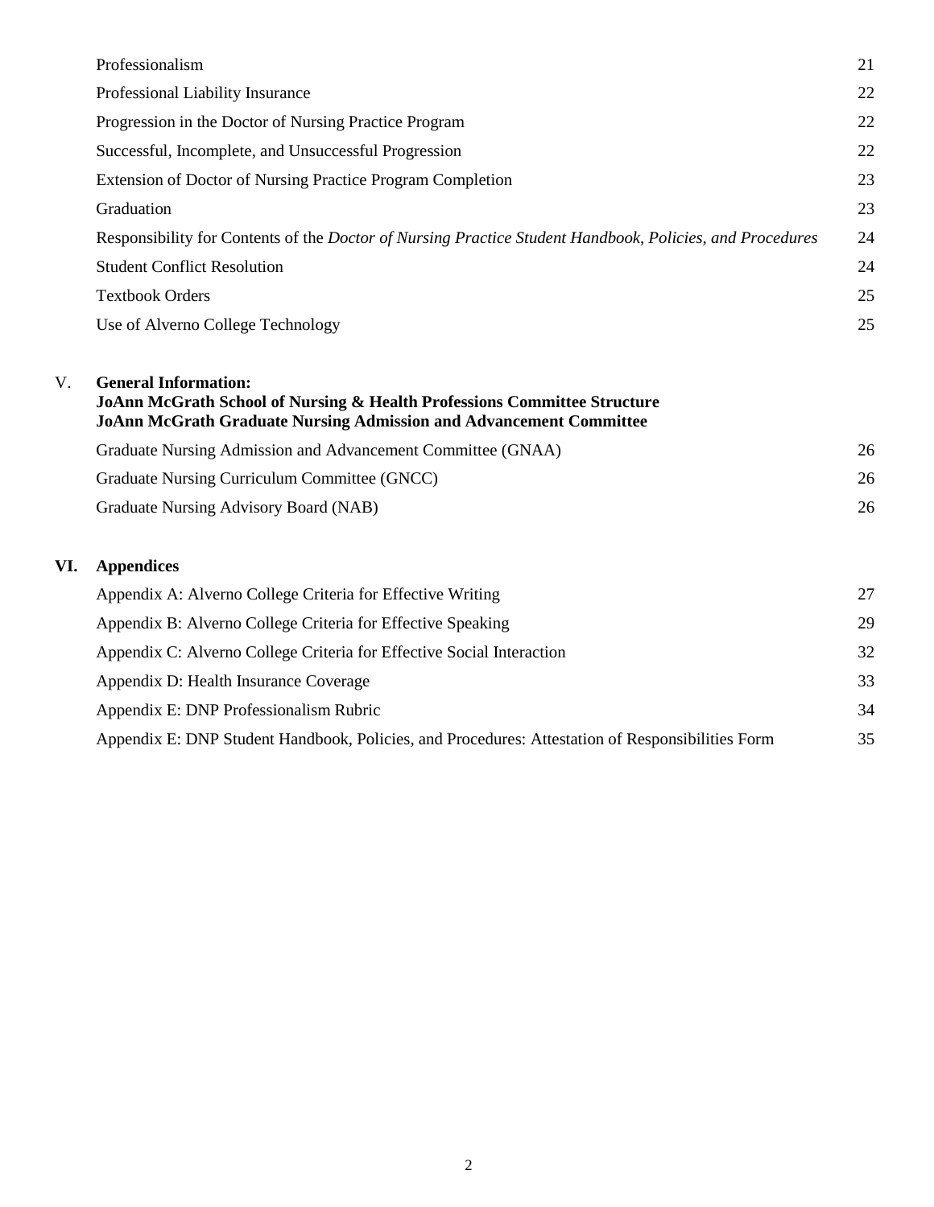| | |
|---|---|
| Professionalism | 21 |
| Professional Liability Insurance | 22 |
| Progression in the Doctor of Nursing Practice Program | 22 |
| Successful, Incomplete, and Unsuccessful Progression | 22 |
| Extension of Doctor of Nursing Practice Program Completion | 23 |
| Graduation | 23 |
| Responsibility for Contents of the *Doctor of Nursing Practice Student Handbook, Policies, and Procedures* | 24 |
| Student Conflict Resolution | 24 |
| Textbook Orders | 25 |
| Use of Alverno College Technology | 25 |

V. **General Information:**
**JoAnn McGrath School of Nursing & Health Professions Committee Structure**
**JoAnn McGrath Graduate Nursing Admission and Advancement Committee**

| | |
|---|---|
| Graduate Nursing Admission and Advancement Committee (GNAA) | 26 |
| Graduate Nursing Curriculum Committee (GNCC) | 26 |
| Graduate Nursing Advisory Board (NAB) | 26 |

**VI. Appendices**

| | |
|---|---|
| Appendix A: Alverno College Criteria for Effective Writing | 27 |
| Appendix B: Alverno College Criteria for Effective Speaking | 29 |
| Appendix C: Alverno College Criteria for Effective Social Interaction | 32 |
| Appendix D: Health Insurance Coverage | 33 |
| Appendix E: DNP Professionalism Rubric | 34 |
| Appendix E: DNP Student Handbook, Policies, and Procedures: Attestation of Responsibilities Form | 35 |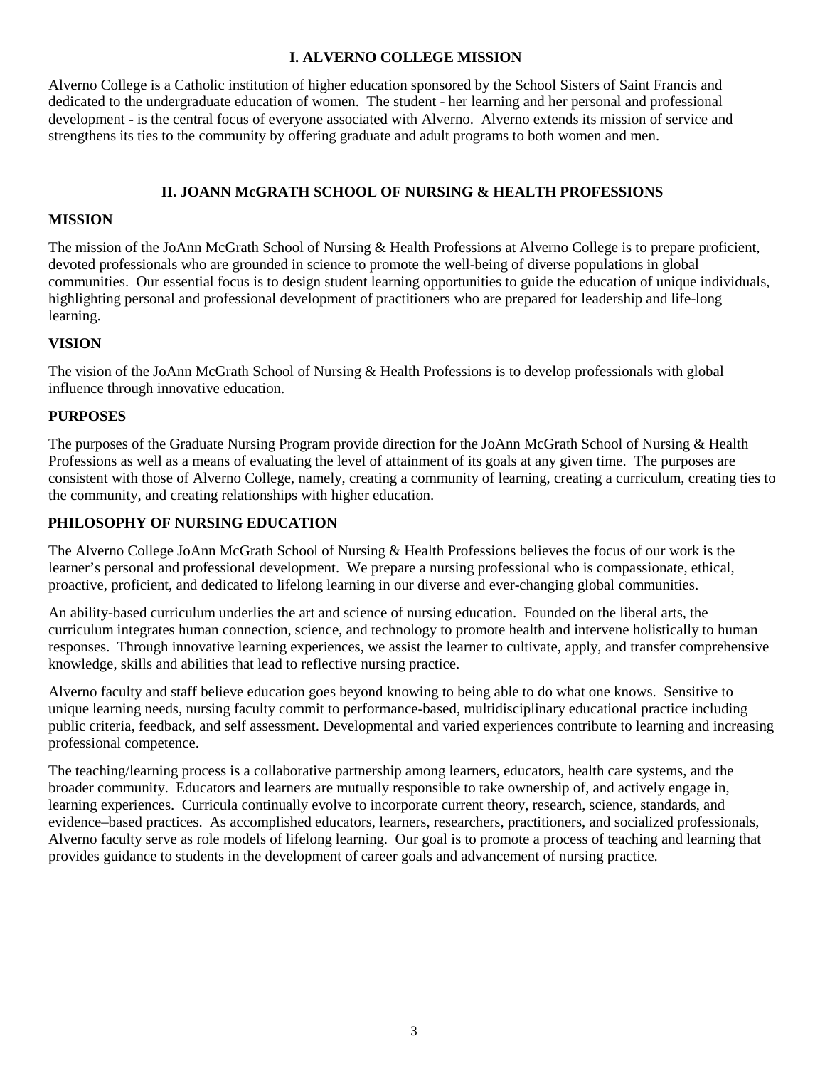## I. ALVERNO COLLEGE MISSION

Alverno College is a Catholic institution of higher education sponsored by the School Sisters of Saint Francis and dedicated to the undergraduate education of women. The student - her learning and her personal and professional development - is the central focus of everyone associated with Alverno. Alverno extends its mission of service and strengthens its ties to the community by offering graduate and adult programs to both women and men.

## II. JOANN McGRATH SCHOOL OF NURSING & HEALTH PROFESSIONS

### MISSION

The mission of the JoAnn McGrath School of Nursing & Health Professions at Alverno College is to prepare proficient, devoted professionals who are grounded in science to promote the well-being of diverse populations in global communities. Our essential focus is to design student learning opportunities to guide the education of unique individuals, highlighting personal and professional development of practitioners who are prepared for leadership and life-long learning.

### VISION

The vision of the JoAnn McGrath School of Nursing & Health Professions is to develop professionals with global influence through innovative education.

### PURPOSES

The purposes of the Graduate Nursing Program provide direction for the JoAnn McGrath School of Nursing & Health Professions as well as a means of evaluating the level of attainment of its goals at any given time. The purposes are consistent with those of Alverno College, namely, creating a community of learning, creating a curriculum, creating ties to the community, and creating relationships with higher education.

### PHILOSOPHY OF NURSING EDUCATION

The Alverno College JoAnn McGrath School of Nursing & Health Professions believes the focus of our work is the learner's personal and professional development. We prepare a nursing professional who is compassionate, ethical, proactive, proficient, and dedicated to lifelong learning in our diverse and ever-changing global communities.

An ability-based curriculum underlies the art and science of nursing education. Founded on the liberal arts, the curriculum integrates human connection, science, and technology to promote health and intervene holistically to human responses. Through innovative learning experiences, we assist the learner to cultivate, apply, and transfer comprehensive knowledge, skills and abilities that lead to reflective nursing practice.

Alverno faculty and staff believe education goes beyond knowing to being able to do what one knows. Sensitive to unique learning needs, nursing faculty commit to performance-based, multidisciplinary educational practice including public criteria, feedback, and self assessment. Developmental and varied experiences contribute to learning and increasing professional competence.

The teaching/learning process is a collaborative partnership among learners, educators, health care systems, and the broader community. Educators and learners are mutually responsible to take ownership of, and actively engage in, learning experiences. Curricula continually evolve to incorporate current theory, research, science, standards, and evidence–based practices. As accomplished educators, learners, researchers, practitioners, and socialized professionals, Alverno faculty serve as role models of lifelong learning. Our goal is to promote a process of teaching and learning that provides guidance to students in the development of career goals and advancement of nursing practice.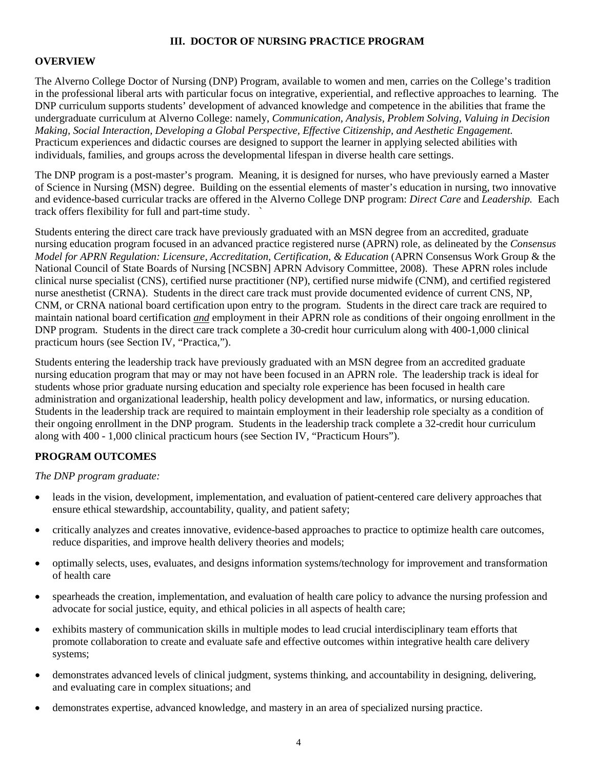## III. DOCTOR OF NURSING PRACTICE PROGRAM

### OVERVIEW

The Alverno College Doctor of Nursing (DNP) Program, available to women and men, carries on the College's tradition in the professional liberal arts with particular focus on integrative, experiential, and reflective approaches to learning. The DNP curriculum supports students' development of advanced knowledge and competence in the abilities that frame the undergraduate curriculum at Alverno College: namely, *Communication, Analysis, Problem Solving, Valuing in Decision Making, Social Interaction, Developing a Global Perspective, Effective Citizenship, and Aesthetic Engagement.* Practicum experiences and didactic courses are designed to support the learner in applying selected abilities with individuals, families, and groups across the developmental lifespan in diverse health care settings.

The DNP program is a post-master's program. Meaning, it is designed for nurses, who have previously earned a Master of Science in Nursing (MSN) degree. Building on the essential elements of master's education in nursing, two innovative and evidence-based curricular tracks are offered in the Alverno College DNP program: *Direct Care* and *Leadership.* Each track offers flexibility for full and part-time study. `

Students entering the direct care track have previously graduated with an MSN degree from an accredited, graduate nursing education program focused in an advanced practice registered nurse (APRN) role, as delineated by the *Consensus Model for APRN Regulation: Licensure, Accreditation, Certification, & Education* (APRN Consensus Work Group & the National Council of State Boards of Nursing [NCSBN] APRN Advisory Committee, 2008). These APRN roles include clinical nurse specialist (CNS), certified nurse practitioner (NP), certified nurse midwife (CNM), and certified registered nurse anesthetist (CRNA). Students in the direct care track must provide documented evidence of current CNS, NP, CNM, or CRNA national board certification upon entry to the program. Students in the direct care track are required to maintain national board certification ***and*** employment in their APRN role as conditions of their ongoing enrollment in the DNP program. Students in the direct care track complete a 30-credit hour curriculum along with 400-1,000 clinical practicum hours (see Section IV, "Practica,").

Students entering the leadership track have previously graduated with an MSN degree from an accredited graduate nursing education program that may or may not have been focused in an APRN role. The leadership track is ideal for students whose prior graduate nursing education and specialty role experience has been focused in health care administration and organizational leadership, health policy development and law, informatics, or nursing education. Students in the leadership track are required to maintain employment in their leadership role specialty as a condition of their ongoing enrollment in the DNP program. Students in the leadership track complete a 32-credit hour curriculum along with 400 - 1,000 clinical practicum hours (see Section IV, "Practicum Hours").

### PROGRAM OUTCOMES

*The DNP program graduate:*

- leads in the vision, development, implementation, and evaluation of patient-centered care delivery approaches that ensure ethical stewardship, accountability, quality, and patient safety;
- critically analyzes and creates innovative, evidence-based approaches to practice to optimize health care outcomes, reduce disparities, and improve health delivery theories and models;
- optimally selects, uses, evaluates, and designs information systems/technology for improvement and transformation of health care
- spearheads the creation, implementation, and evaluation of health care policy to advance the nursing profession and advocate for social justice, equity, and ethical policies in all aspects of health care;
- exhibits mastery of communication skills in multiple modes to lead crucial interdisciplinary team efforts that promote collaboration to create and evaluate safe and effective outcomes within integrative health care delivery systems;
- demonstrates advanced levels of clinical judgment, systems thinking, and accountability in designing, delivering, and evaluating care in complex situations; and
- demonstrates expertise, advanced knowledge, and mastery in an area of specialized nursing practice.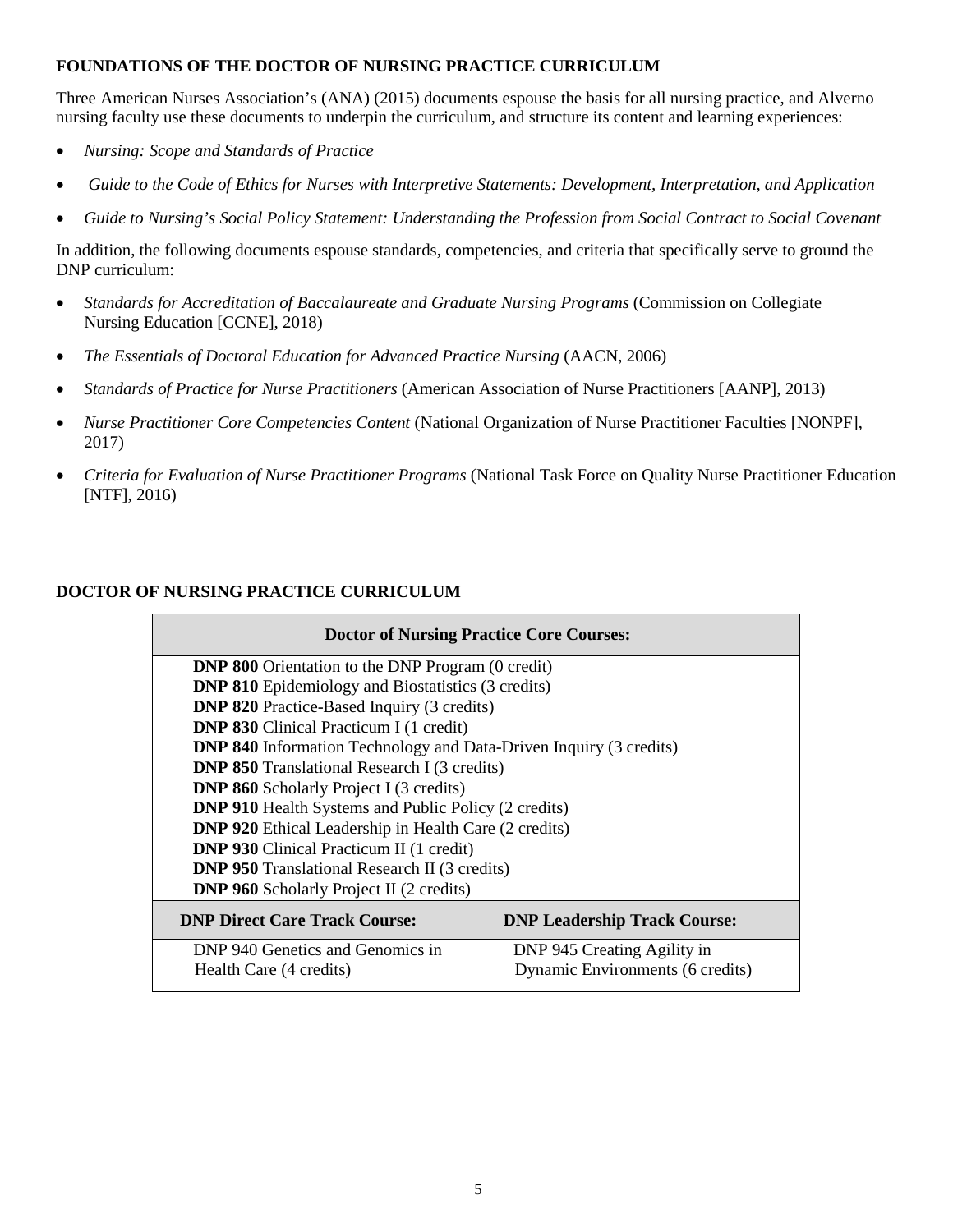## FOUNDATIONS OF THE DOCTOR OF NURSING PRACTICE CURRICULUM

Three American Nurses Association's (ANA) (2015) documents espouse the basis for all nursing practice, and Alverno nursing faculty use these documents to underpin the curriculum, and structure its content and learning experiences:

- *Nursing: Scope and Standards of Practice*
- *Guide to the Code of Ethics for Nurses with Interpretive Statements: Development, Interpretation, and Application*
- *Guide to Nursing's Social Policy Statement: Understanding the Profession from Social Contract to Social Covenant*

In addition, the following documents espouse standards, competencies, and criteria that specifically serve to ground the DNP curriculum:

- *Standards for Accreditation of Baccalaureate and Graduate Nursing Programs* (Commission on Collegiate Nursing Education [CCNE], 2018)
- *The Essentials of Doctoral Education for Advanced Practice Nursing* (AACN, 2006)
- *Standards of Practice for Nurse Practitioners* (American Association of Nurse Practitioners [AANP], 2013)
- *Nurse Practitioner Core Competencies Content* (National Organization of Nurse Practitioner Faculties [NONPF], 2017)
- *Criteria for Evaluation of Nurse Practitioner Programs* (National Task Force on Quality Nurse Practitioner Education [NTF], 2016)

## DOCTOR OF NURSING PRACTICE CURRICULUM

| **Doctor of Nursing Practice Core Courses:** | |
|---|---|
| **DNP 800** Orientation to the DNP Program (0 credit)<br>**DNP 810** Epidemiology and Biostatistics (3 credits)<br>**DNP 820** Practice-Based Inquiry (3 credits)<br>**DNP 830** Clinical Practicum I (1 credit)<br>**DNP 840** Information Technology and Data-Driven Inquiry (3 credits)<br>**DNP 850** Translational Research I (3 credits)<br>**DNP 860** Scholarly Project I (3 credits)<br>**DNP 910** Health Systems and Public Policy (2 credits)<br>**DNP 920** Ethical Leadership in Health Care (2 credits)<br>**DNP 930** Clinical Practicum II (1 credit)<br>**DNP 950** Translational Research II (3 credits)<br>**DNP 960** Scholarly Project II (2 credits) | |
| **DNP Direct Care Track Course:** | **DNP Leadership Track Course:** |
| DNP 940 Genetics and Genomics in Health Care (4 credits) | DNP 945 Creating Agility in Dynamic Environments (6 credits) |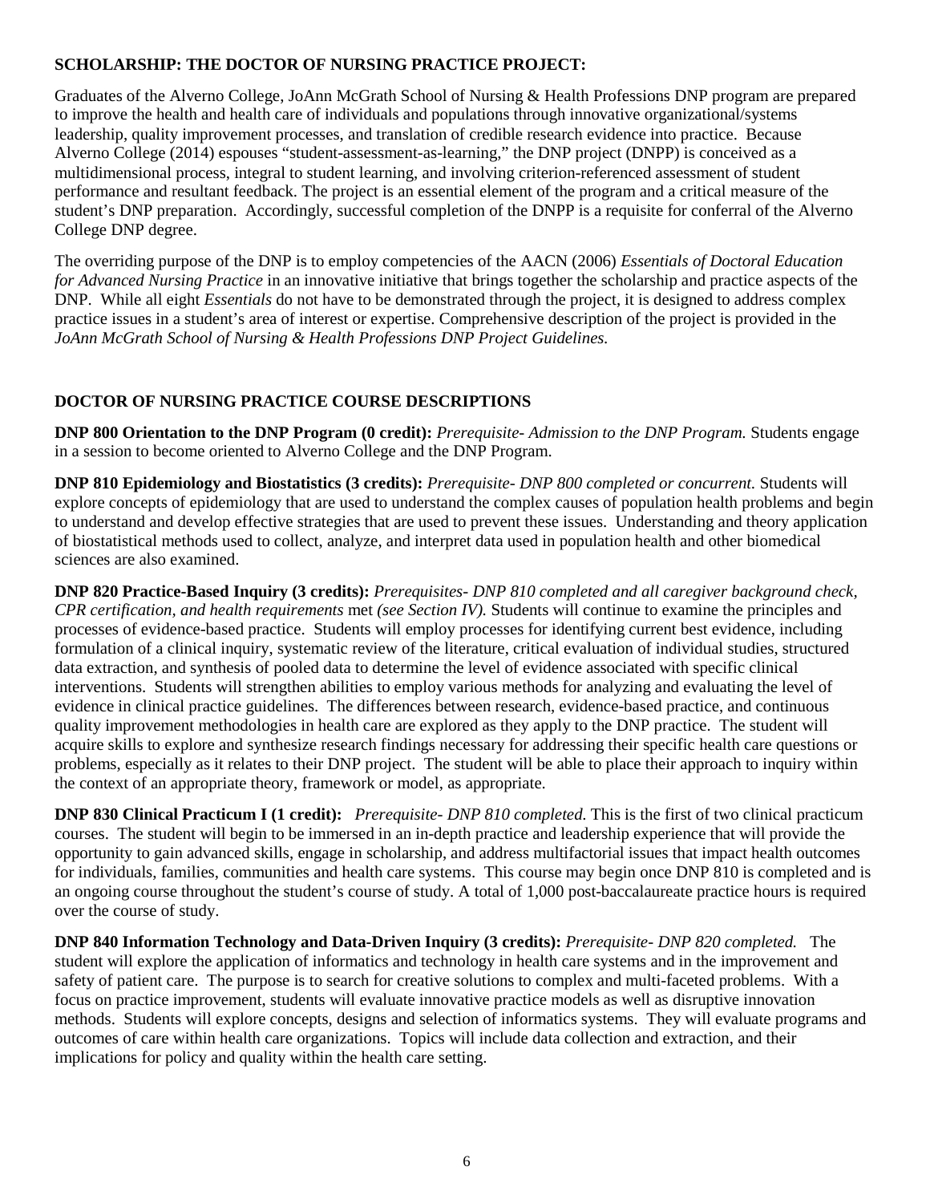**SCHOLARSHIP: THE DOCTOR OF NURSING PRACTICE PROJECT:**

Graduates of the Alverno College, JoAnn McGrath School of Nursing & Health Professions DNP program are prepared to improve the health and health care of individuals and populations through innovative organizational/systems leadership, quality improvement processes, and translation of credible research evidence into practice. Because Alverno College (2014) espouses "student-assessment-as-learning," the DNP project (DNPP) is conceived as a multidimensional process, integral to student learning, and involving criterion-referenced assessment of student performance and resultant feedback. The project is an essential element of the program and a critical measure of the student's DNP preparation. Accordingly, successful completion of the DNPP is a requisite for conferral of the Alverno College DNP degree.

The overriding purpose of the DNP is to employ competencies of the AACN (2006) *Essentials of Doctoral Education for Advanced Nursing Practice* in an innovative initiative that brings together the scholarship and practice aspects of the DNP. While all eight *Essentials* do not have to be demonstrated through the project, it is designed to address complex practice issues in a student's area of interest or expertise. Comprehensive description of the project is provided in the *JoAnn McGrath School of Nursing & Health Professions DNP Project Guidelines.*

**DOCTOR OF NURSING PRACTICE COURSE DESCRIPTIONS**

**DNP 800 Orientation to the DNP Program (0 credit):** *Prerequisite- Admission to the DNP Program.* Students engage in a session to become oriented to Alverno College and the DNP Program.

**DNP 810 Epidemiology and Biostatistics (3 credits):** *Prerequisite- DNP 800 completed or concurrent.* Students will explore concepts of epidemiology that are used to understand the complex causes of population health problems and begin to understand and develop effective strategies that are used to prevent these issues. Understanding and theory application of biostatistical methods used to collect, analyze, and interpret data used in population health and other biomedical sciences are also examined.

**DNP 820 Practice-Based Inquiry (3 credits):** *Prerequisites- DNP 810 completed and all caregiver background check, CPR certification, and health requirements* met *(see Section IV).* Students will continue to examine the principles and processes of evidence-based practice. Students will employ processes for identifying current best evidence, including formulation of a clinical inquiry, systematic review of the literature, critical evaluation of individual studies, structured data extraction, and synthesis of pooled data to determine the level of evidence associated with specific clinical interventions. Students will strengthen abilities to employ various methods for analyzing and evaluating the level of evidence in clinical practice guidelines. The differences between research, evidence-based practice, and continuous quality improvement methodologies in health care are explored as they apply to the DNP practice. The student will acquire skills to explore and synthesize research findings necessary for addressing their specific health care questions or problems, especially as it relates to their DNP project. The student will be able to place their approach to inquiry within the context of an appropriate theory, framework or model, as appropriate.

**DNP 830 Clinical Practicum I (1 credit):** *Prerequisite- DNP 810 completed.* This is the first of two clinical practicum courses. The student will begin to be immersed in an in-depth practice and leadership experience that will provide the opportunity to gain advanced skills, engage in scholarship, and address multifactorial issues that impact health outcomes for individuals, families, communities and health care systems. This course may begin once DNP 810 is completed and is an ongoing course throughout the student's course of study. A total of 1,000 post-baccalaureate practice hours is required over the course of study.

**DNP 840 Information Technology and Data-Driven Inquiry (3 credits):** *Prerequisite- DNP 820 completed.* The student will explore the application of informatics and technology in health care systems and in the improvement and safety of patient care. The purpose is to search for creative solutions to complex and multi-faceted problems. With a focus on practice improvement, students will evaluate innovative practice models as well as disruptive innovation methods. Students will explore concepts, designs and selection of informatics systems. They will evaluate programs and outcomes of care within health care organizations. Topics will include data collection and extraction, and their implications for policy and quality within the health care setting.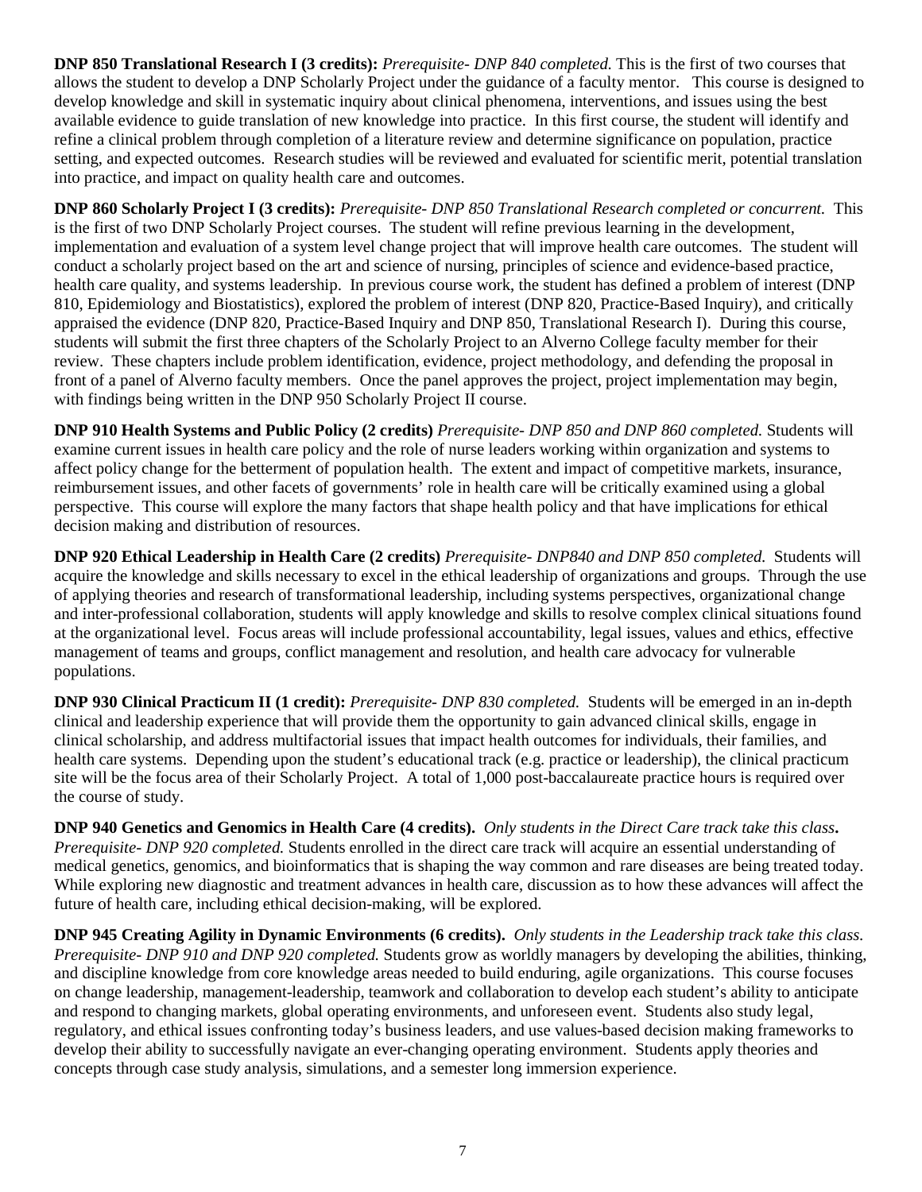**DNP 850 Translational Research I (3 credits):** *Prerequisite- DNP 840 completed.* This is the first of two courses that allows the student to develop a DNP Scholarly Project under the guidance of a faculty mentor. This course is designed to develop knowledge and skill in systematic inquiry about clinical phenomena, interventions, and issues using the best available evidence to guide translation of new knowledge into practice. In this first course, the student will identify and refine a clinical problem through completion of a literature review and determine significance on population, practice setting, and expected outcomes. Research studies will be reviewed and evaluated for scientific merit, potential translation into practice, and impact on quality health care and outcomes.

**DNP 860 Scholarly Project I (3 credits):** *Prerequisite- DNP 850 Translational Research completed or concurrent.* This is the first of two DNP Scholarly Project courses. The student will refine previous learning in the development, implementation and evaluation of a system level change project that will improve health care outcomes. The student will conduct a scholarly project based on the art and science of nursing, principles of science and evidence-based practice, health care quality, and systems leadership. In previous course work, the student has defined a problem of interest (DNP 810, Epidemiology and Biostatistics), explored the problem of interest (DNP 820, Practice-Based Inquiry), and critically appraised the evidence (DNP 820, Practice-Based Inquiry and DNP 850, Translational Research I). During this course, students will submit the first three chapters of the Scholarly Project to an Alverno College faculty member for their review. These chapters include problem identification, evidence, project methodology, and defending the proposal in front of a panel of Alverno faculty members. Once the panel approves the project, project implementation may begin, with findings being written in the DNP 950 Scholarly Project II course.

**DNP 910 Health Systems and Public Policy (2 credits)** *Prerequisite- DNP 850 and DNP 860 completed.* Students will examine current issues in health care policy and the role of nurse leaders working within organization and systems to affect policy change for the betterment of population health. The extent and impact of competitive markets, insurance, reimbursement issues, and other facets of governments' role in health care will be critically examined using a global perspective. This course will explore the many factors that shape health policy and that have implications for ethical decision making and distribution of resources.

**DNP 920 Ethical Leadership in Health Care (2 credits)** *Prerequisite- DNP840 and DNP 850 completed.* Students will acquire the knowledge and skills necessary to excel in the ethical leadership of organizations and groups. Through the use of applying theories and research of transformational leadership, including systems perspectives, organizational change and inter-professional collaboration, students will apply knowledge and skills to resolve complex clinical situations found at the organizational level. Focus areas will include professional accountability, legal issues, values and ethics, effective management of teams and groups, conflict management and resolution, and health care advocacy for vulnerable populations.

**DNP 930 Clinical Practicum II (1 credit):** *Prerequisite- DNP 830 completed.* Students will be emerged in an in-depth clinical and leadership experience that will provide them the opportunity to gain advanced clinical skills, engage in clinical scholarship, and address multifactorial issues that impact health outcomes for individuals, their families, and health care systems. Depending upon the student's educational track (e.g. practice or leadership), the clinical practicum site will be the focus area of their Scholarly Project. A total of 1,000 post-baccalaureate practice hours is required over the course of study.

**DNP 940 Genetics and Genomics in Health Care (4 credits).** *Only students in the Direct Care track take this class***.** *Prerequisite- DNP 920 completed.* Students enrolled in the direct care track will acquire an essential understanding of medical genetics, genomics, and bioinformatics that is shaping the way common and rare diseases are being treated today. While exploring new diagnostic and treatment advances in health care, discussion as to how these advances will affect the future of health care, including ethical decision-making, will be explored.

**DNP 945 Creating Agility in Dynamic Environments (6 credits).** *Only students in the Leadership track take this class. Prerequisite- DNP 910 and DNP 920 completed.* Students grow as worldly managers by developing the abilities, thinking, and discipline knowledge from core knowledge areas needed to build enduring, agile organizations. This course focuses on change leadership, management-leadership, teamwork and collaboration to develop each student's ability to anticipate and respond to changing markets, global operating environments, and unforeseen event. Students also study legal, regulatory, and ethical issues confronting today's business leaders, and use values-based decision making frameworks to develop their ability to successfully navigate an ever-changing operating environment. Students apply theories and concepts through case study analysis, simulations, and a semester long immersion experience.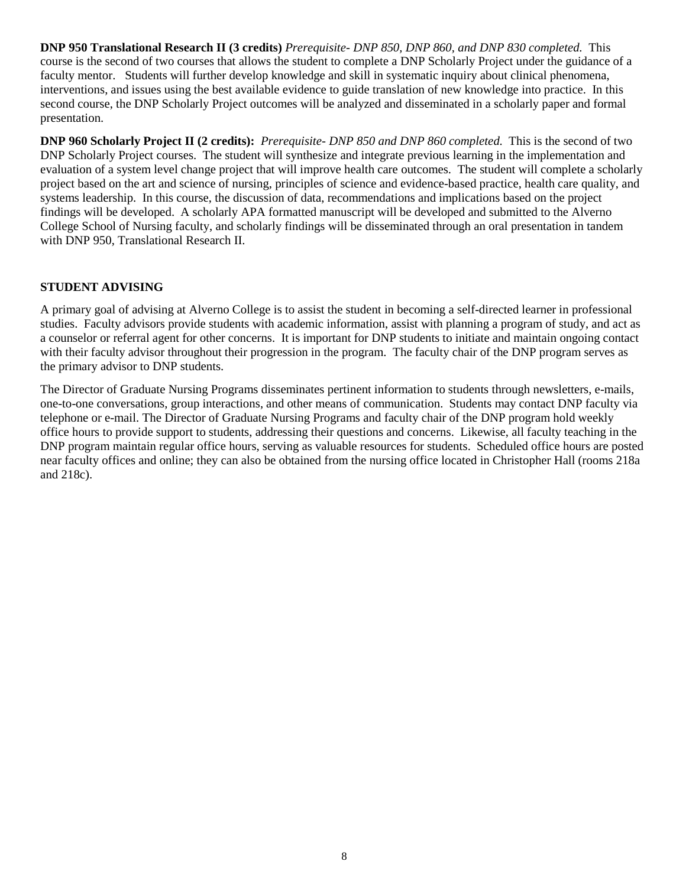**DNP 950 Translational Research II (3 credits)** *Prerequisite- DNP 850, DNP 860, and DNP 830 completed.* This course is the second of two courses that allows the student to complete a DNP Scholarly Project under the guidance of a faculty mentor. Students will further develop knowledge and skill in systematic inquiry about clinical phenomena, interventions, and issues using the best available evidence to guide translation of new knowledge into practice. In this second course, the DNP Scholarly Project outcomes will be analyzed and disseminated in a scholarly paper and formal presentation.

**DNP 960 Scholarly Project II (2 credits):** *Prerequisite- DNP 850 and DNP 860 completed.* This is the second of two DNP Scholarly Project courses. The student will synthesize and integrate previous learning in the implementation and evaluation of a system level change project that will improve health care outcomes. The student will complete a scholarly project based on the art and science of nursing, principles of science and evidence-based practice, health care quality, and systems leadership. In this course, the discussion of data, recommendations and implications based on the project findings will be developed. A scholarly APA formatted manuscript will be developed and submitted to the Alverno College School of Nursing faculty, and scholarly findings will be disseminated through an oral presentation in tandem with DNP 950, Translational Research II.

## STUDENT ADVISING

A primary goal of advising at Alverno College is to assist the student in becoming a self-directed learner in professional studies. Faculty advisors provide students with academic information, assist with planning a program of study, and act as a counselor or referral agent for other concerns. It is important for DNP students to initiate and maintain ongoing contact with their faculty advisor throughout their progression in the program. The faculty chair of the DNP program serves as the primary advisor to DNP students.

The Director of Graduate Nursing Programs disseminates pertinent information to students through newsletters, e-mails, one-to-one conversations, group interactions, and other means of communication. Students may contact DNP faculty via telephone or e-mail. The Director of Graduate Nursing Programs and faculty chair of the DNP program hold weekly office hours to provide support to students, addressing their questions and concerns. Likewise, all faculty teaching in the DNP program maintain regular office hours, serving as valuable resources for students. Scheduled office hours are posted near faculty offices and online; they can also be obtained from the nursing office located in Christopher Hall (rooms 218a and 218c).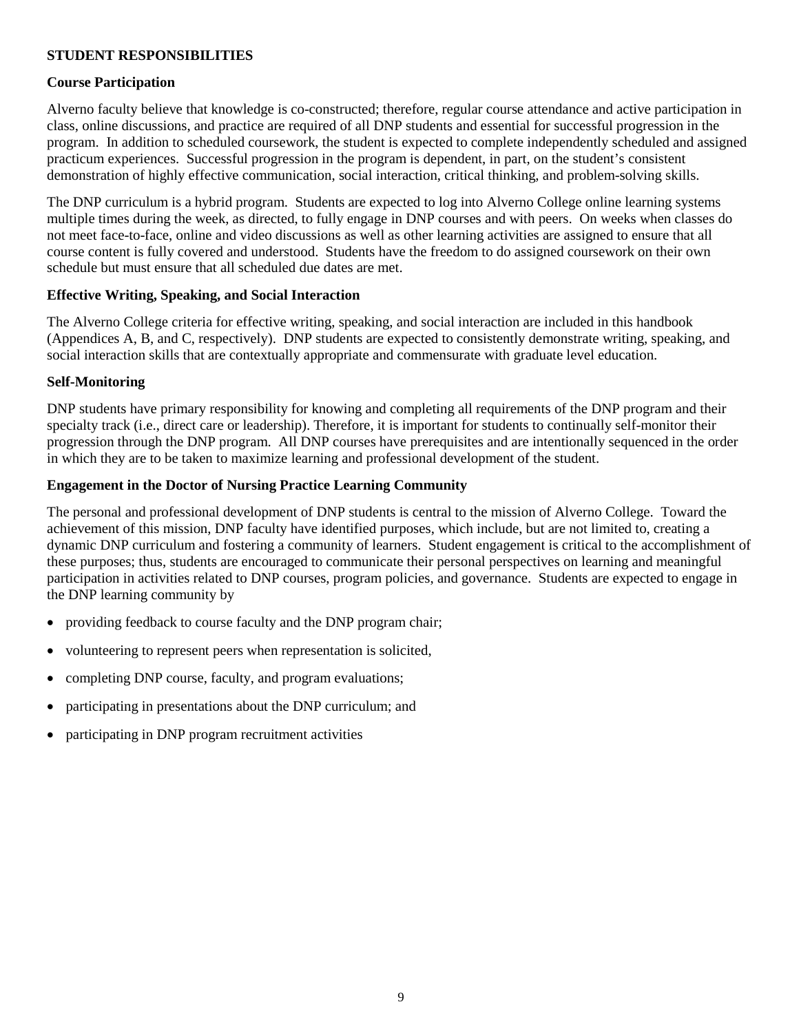## STUDENT RESPONSIBILITIES

### Course Participation

Alverno faculty believe that knowledge is co-constructed; therefore, regular course attendance and active participation in class, online discussions, and practice are required of all DNP students and essential for successful progression in the program. In addition to scheduled coursework, the student is expected to complete independently scheduled and assigned practicum experiences. Successful progression in the program is dependent, in part, on the student's consistent demonstration of highly effective communication, social interaction, critical thinking, and problem-solving skills.

The DNP curriculum is a hybrid program. Students are expected to log into Alverno College online learning systems multiple times during the week, as directed, to fully engage in DNP courses and with peers. On weeks when classes do not meet face-to-face, online and video discussions as well as other learning activities are assigned to ensure that all course content is fully covered and understood. Students have the freedom to do assigned coursework on their own schedule but must ensure that all scheduled due dates are met.

### Effective Writing, Speaking, and Social Interaction

The Alverno College criteria for effective writing, speaking, and social interaction are included in this handbook (Appendices A, B, and C, respectively). DNP students are expected to consistently demonstrate writing, speaking, and social interaction skills that are contextually appropriate and commensurate with graduate level education.

### Self-Monitoring

DNP students have primary responsibility for knowing and completing all requirements of the DNP program and their specialty track (i.e., direct care or leadership). Therefore, it is important for students to continually self-monitor their progression through the DNP program. All DNP courses have prerequisites and are intentionally sequenced in the order in which they are to be taken to maximize learning and professional development of the student.

### Engagement in the Doctor of Nursing Practice Learning Community

The personal and professional development of DNP students is central to the mission of Alverno College. Toward the achievement of this mission, DNP faculty have identified purposes, which include, but are not limited to, creating a dynamic DNP curriculum and fostering a community of learners. Student engagement is critical to the accomplishment of these purposes; thus, students are encouraged to communicate their personal perspectives on learning and meaningful participation in activities related to DNP courses, program policies, and governance. Students are expected to engage in the DNP learning community by

- providing feedback to course faculty and the DNP program chair;
- volunteering to represent peers when representation is solicited,
- completing DNP course, faculty, and program evaluations;
- participating in presentations about the DNP curriculum; and
- participating in DNP program recruitment activities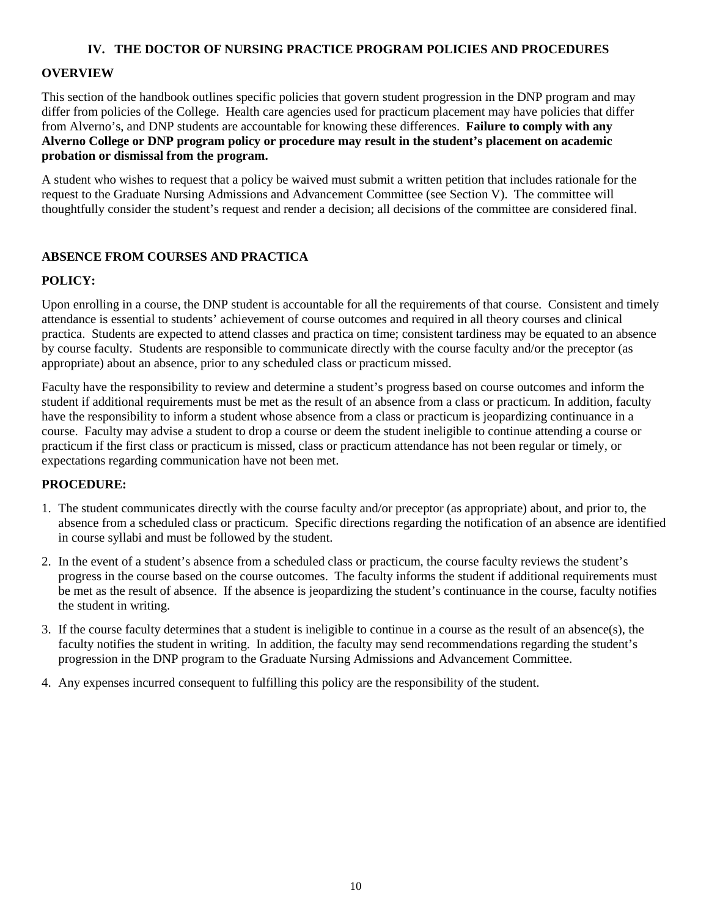# IV. THE DOCTOR OF NURSING PRACTICE PROGRAM POLICIES AND PROCEDURES

## OVERVIEW

This section of the handbook outlines specific policies that govern student progression in the DNP program and may differ from policies of the College. Health care agencies used for practicum placement may have policies that differ from Alverno's, and DNP students are accountable for knowing these differences. **Failure to comply with any Alverno College or DNP program policy or procedure may result in the student's placement on academic probation or dismissal from the program.**

A student who wishes to request that a policy be waived must submit a written petition that includes rationale for the request to the Graduate Nursing Admissions and Advancement Committee (see Section V). The committee will thoughtfully consider the student's request and render a decision; all decisions of the committee are considered final.

## ABSENCE FROM COURSES AND PRACTICA

### POLICY:

Upon enrolling in a course, the DNP student is accountable for all the requirements of that course. Consistent and timely attendance is essential to students' achievement of course outcomes and required in all theory courses and clinical practica. Students are expected to attend classes and practica on time; consistent tardiness may be equated to an absence by course faculty. Students are responsible to communicate directly with the course faculty and/or the preceptor (as appropriate) about an absence, prior to any scheduled class or practicum missed.

Faculty have the responsibility to review and determine a student's progress based on course outcomes and inform the student if additional requirements must be met as the result of an absence from a class or practicum. In addition, faculty have the responsibility to inform a student whose absence from a class or practicum is jeopardizing continuance in a course. Faculty may advise a student to drop a course or deem the student ineligible to continue attending a course or practicum if the first class or practicum is missed, class or practicum attendance has not been regular or timely, or expectations regarding communication have not been met.

### PROCEDURE:

1. The student communicates directly with the course faculty and/or preceptor (as appropriate) about, and prior to, the absence from a scheduled class or practicum. Specific directions regarding the notification of an absence are identified in course syllabi and must be followed by the student.
2. In the event of a student's absence from a scheduled class or practicum, the course faculty reviews the student's progress in the course based on the course outcomes. The faculty informs the student if additional requirements must be met as the result of absence. If the absence is jeopardizing the student's continuance in the course, faculty notifies the student in writing.
3. If the course faculty determines that a student is ineligible to continue in a course as the result of an absence(s), the faculty notifies the student in writing. In addition, the faculty may send recommendations regarding the student's progression in the DNP program to the Graduate Nursing Admissions and Advancement Committee.
4. Any expenses incurred consequent to fulfilling this policy are the responsibility of the student.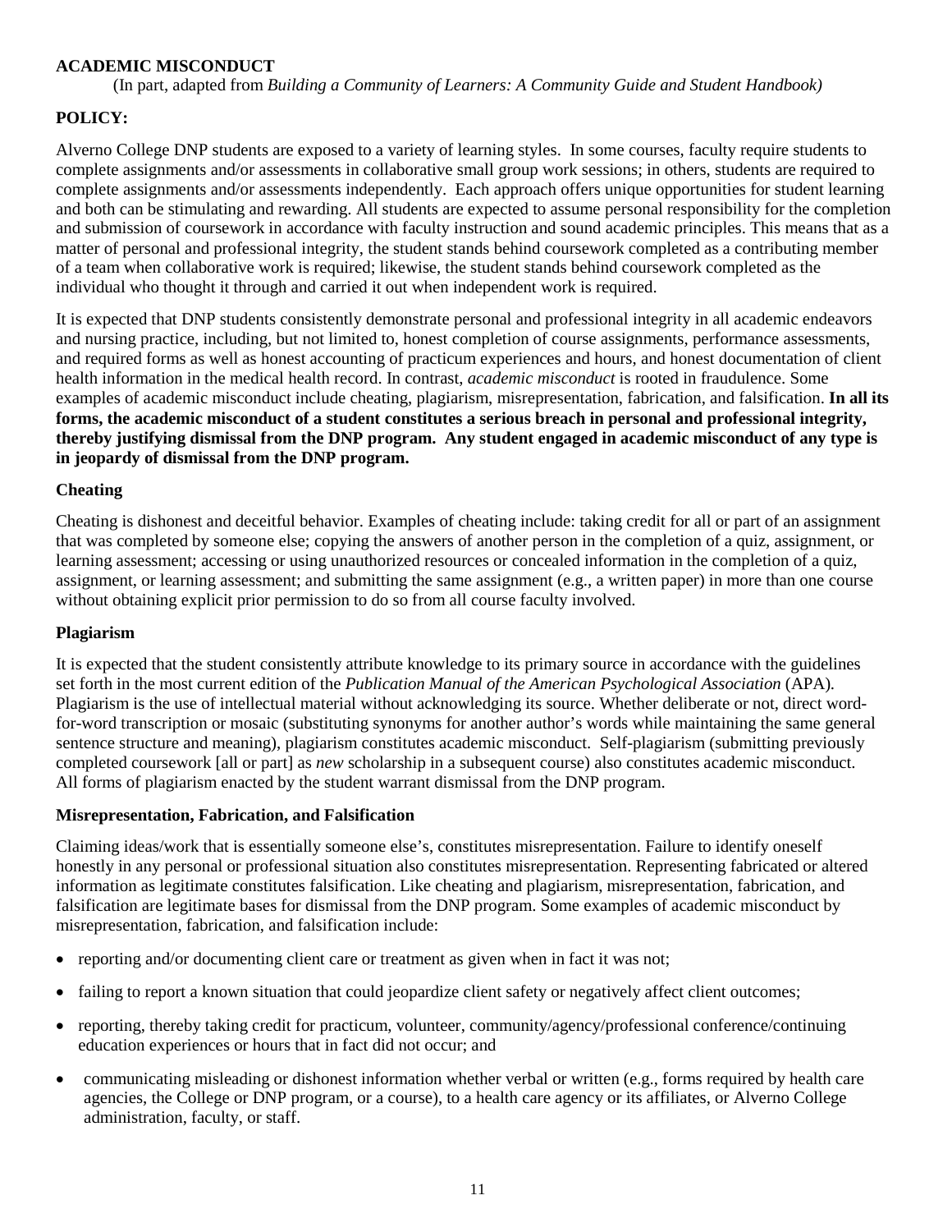## ACADEMIC MISCONDUCT

(In part, adapted from *Building a Community of Learners: A Community Guide and Student Handbook)*

### POLICY:

Alverno College DNP students are exposed to a variety of learning styles. In some courses, faculty require students to complete assignments and/or assessments in collaborative small group work sessions; in others, students are required to complete assignments and/or assessments independently. Each approach offers unique opportunities for student learning and both can be stimulating and rewarding. All students are expected to assume personal responsibility for the completion and submission of coursework in accordance with faculty instruction and sound academic principles. This means that as a matter of personal and professional integrity, the student stands behind coursework completed as a contributing member of a team when collaborative work is required; likewise, the student stands behind coursework completed as the individual who thought it through and carried it out when independent work is required.

It is expected that DNP students consistently demonstrate personal and professional integrity in all academic endeavors and nursing practice, including, but not limited to, honest completion of course assignments, performance assessments, and required forms as well as honest accounting of practicum experiences and hours, and honest documentation of client health information in the medical health record. In contrast, *academic misconduct* is rooted in fraudulence. Some examples of academic misconduct include cheating, plagiarism, misrepresentation, fabrication, and falsification. **In all its forms, the academic misconduct of a student constitutes a serious breach in personal and professional integrity, thereby justifying dismissal from the DNP program. Any student engaged in academic misconduct of any type is in jeopardy of dismissal from the DNP program.**

### Cheating

Cheating is dishonest and deceitful behavior. Examples of cheating include: taking credit for all or part of an assignment that was completed by someone else; copying the answers of another person in the completion of a quiz, assignment, or learning assessment; accessing or using unauthorized resources or concealed information in the completion of a quiz, assignment, or learning assessment; and submitting the same assignment (e.g., a written paper) in more than one course without obtaining explicit prior permission to do so from all course faculty involved.

### Plagiarism

It is expected that the student consistently attribute knowledge to its primary source in accordance with the guidelines set forth in the most current edition of the *Publication Manual of the American Psychological Association* (APA). Plagiarism is the use of intellectual material without acknowledging its source. Whether deliberate or not, direct word-for-word transcription or mosaic (substituting synonyms for another author's words while maintaining the same general sentence structure and meaning), plagiarism constitutes academic misconduct. Self-plagiarism (submitting previously completed coursework [all or part] as *new* scholarship in a subsequent course) also constitutes academic misconduct. All forms of plagiarism enacted by the student warrant dismissal from the DNP program.

### Misrepresentation, Fabrication, and Falsification

Claiming ideas/work that is essentially someone else's, constitutes misrepresentation. Failure to identify oneself honestly in any personal or professional situation also constitutes misrepresentation. Representing fabricated or altered information as legitimate constitutes falsification. Like cheating and plagiarism, misrepresentation, fabrication, and falsification are legitimate bases for dismissal from the DNP program. Some examples of academic misconduct by misrepresentation, fabrication, and falsification include:

- reporting and/or documenting client care or treatment as given when in fact it was not;
- failing to report a known situation that could jeopardize client safety or negatively affect client outcomes;
- reporting, thereby taking credit for practicum, volunteer, community/agency/professional conference/continuing education experiences or hours that in fact did not occur; and
- communicating misleading or dishonest information whether verbal or written (e.g., forms required by health care agencies, the College or DNP program, or a course), to a health care agency or its affiliates, or Alverno College administration, faculty, or staff.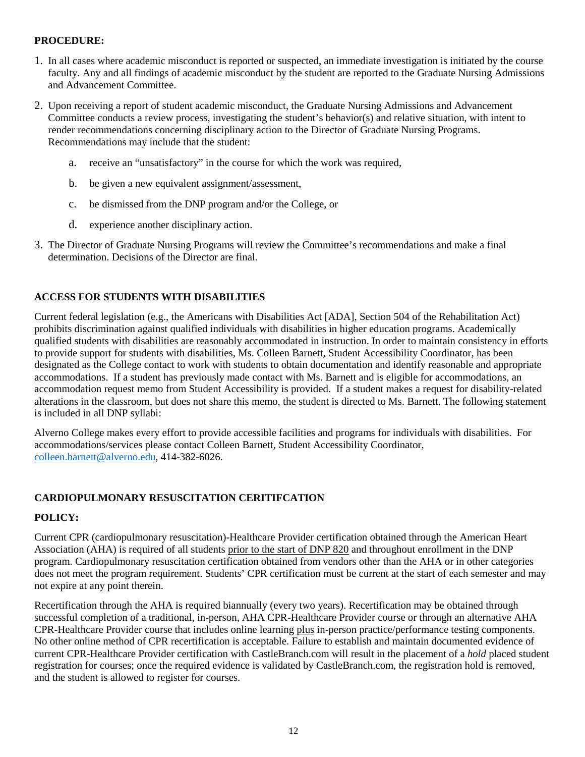**PROCEDURE:**

1. In all cases where academic misconduct is reported or suspected, an immediate investigation is initiated by the course faculty. Any and all findings of academic misconduct by the student are reported to the Graduate Nursing Admissions and Advancement Committee.

2. Upon receiving a report of student academic misconduct, the Graduate Nursing Admissions and Advancement Committee conducts a review process, investigating the student's behavior(s) and relative situation, with intent to render recommendations concerning disciplinary action to the Director of Graduate Nursing Programs. Recommendations may include that the student:

   a. receive an "unsatisfactory" in the course for which the work was required,

   b. be given a new equivalent assignment/assessment,

   c. be dismissed from the DNP program and/or the College, or

   d. experience another disciplinary action.

3. The Director of Graduate Nursing Programs will review the Committee's recommendations and make a final determination. Decisions of the Director are final.

## ACCESS FOR STUDENTS WITH DISABILITIES

Current federal legislation (e.g., the Americans with Disabilities Act [ADA], Section 504 of the Rehabilitation Act) prohibits discrimination against qualified individuals with disabilities in higher education programs. Academically qualified students with disabilities are reasonably accommodated in instruction. In order to maintain consistency in efforts to provide support for students with disabilities, Ms. Colleen Barnett, Student Accessibility Coordinator, has been designated as the College contact to work with students to obtain documentation and identify reasonable and appropriate accommodations. If a student has previously made contact with Ms. Barnett and is eligible for accommodations, an accommodation request memo from Student Accessibility is provided. If a student makes a request for disability-related alterations in the classroom, but does not share this memo, the student is directed to Ms. Barnett. The following statement is included in all DNP syllabi:

Alverno College makes every effort to provide accessible facilities and programs for individuals with disabilities. For accommodations/services please contact Colleen Barnett, Student Accessibility Coordinator, colleen.barnett@alverno.edu, 414-382-6026.

## CARDIOPULMONARY RESUSCITATION CERITIFCATION

**POLICY:**

Current CPR (cardiopulmonary resuscitation)-Healthcare Provider certification obtained through the American Heart Association (AHA) is required of all students prior to the start of DNP 820 and throughout enrollment in the DNP program. Cardiopulmonary resuscitation certification obtained from vendors other than the AHA or in other categories does not meet the program requirement. Students' CPR certification must be current at the start of each semester and may not expire at any point therein.

Recertification through the AHA is required biannually (every two years). Recertification may be obtained through successful completion of a traditional, in-person, AHA CPR-Healthcare Provider course or through an alternative AHA CPR-Healthcare Provider course that includes online learning plus in-person practice/performance testing components. No other online method of CPR recertification is acceptable. Failure to establish and maintain documented evidence of current CPR-Healthcare Provider certification with CastleBranch.com will result in the placement of a *hold* placed student registration for courses; once the required evidence is validated by CastleBranch.com, the registration hold is removed, and the student is allowed to register for courses.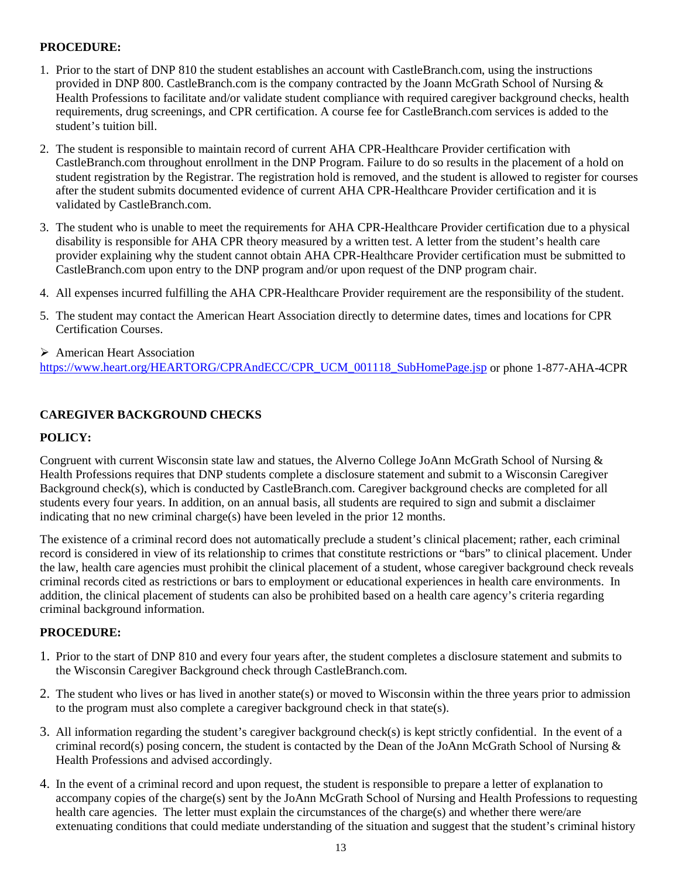**PROCEDURE:**

1. Prior to the start of DNP 810 the student establishes an account with CastleBranch.com, using the instructions provided in DNP 800. CastleBranch.com is the company contracted by the Joann McGrath School of Nursing & Health Professions to facilitate and/or validate student compliance with required caregiver background checks, health requirements, drug screenings, and CPR certification. A course fee for CastleBranch.com services is added to the student's tuition bill.

2. The student is responsible to maintain record of current AHA CPR-Healthcare Provider certification with CastleBranch.com throughout enrollment in the DNP Program. Failure to do so results in the placement of a hold on student registration by the Registrar. The registration hold is removed, and the student is allowed to register for courses after the student submits documented evidence of current AHA CPR-Healthcare Provider certification and it is validated by CastleBranch.com.

3. The student who is unable to meet the requirements for AHA CPR-Healthcare Provider certification due to a physical disability is responsible for AHA CPR theory measured by a written test. A letter from the student's health care provider explaining why the student cannot obtain AHA CPR-Healthcare Provider certification must be submitted to CastleBranch.com upon entry to the DNP program and/or upon request of the DNP program chair.

4. All expenses incurred fulfilling the AHA CPR-Healthcare Provider requirement are the responsibility of the student.

5. The student may contact the American Heart Association directly to determine dates, times and locations for CPR Certification Courses.

- American Heart Association
https://www.heart.org/HEARTORG/CPRAndECC/CPR_UCM_001118_SubHomePage.jsp or phone 1-877-AHA-4CPR

**CAREGIVER BACKGROUND CHECKS**

**POLICY:**

Congruent with current Wisconsin state law and statues, the Alverno College JoAnn McGrath School of Nursing & Health Professions requires that DNP students complete a disclosure statement and submit to a Wisconsin Caregiver Background check(s), which is conducted by CastleBranch.com. Caregiver background checks are completed for all students every four years. In addition, on an annual basis, all students are required to sign and submit a disclaimer indicating that no new criminal charge(s) have been leveled in the prior 12 months.

The existence of a criminal record does not automatically preclude a student's clinical placement; rather, each criminal record is considered in view of its relationship to crimes that constitute restrictions or "bars" to clinical placement. Under the law, health care agencies must prohibit the clinical placement of a student, whose caregiver background check reveals criminal records cited as restrictions or bars to employment or educational experiences in health care environments. In addition, the clinical placement of students can also be prohibited based on a health care agency's criteria regarding criminal background information.

**PROCEDURE:**

1. Prior to the start of DNP 810 and every four years after, the student completes a disclosure statement and submits to the Wisconsin Caregiver Background check through CastleBranch.com.

2. The student who lives or has lived in another state(s) or moved to Wisconsin within the three years prior to admission to the program must also complete a caregiver background check in that state(s).

3. All information regarding the student's caregiver background check(s) is kept strictly confidential. In the event of a criminal record(s) posing concern, the student is contacted by the Dean of the JoAnn McGrath School of Nursing & Health Professions and advised accordingly.

4. In the event of a criminal record and upon request, the student is responsible to prepare a letter of explanation to accompany copies of the charge(s) sent by the JoAnn McGrath School of Nursing and Health Professions to requesting health care agencies. The letter must explain the circumstances of the charge(s) and whether there were/are extenuating conditions that could mediate understanding of the situation and suggest that the student's criminal history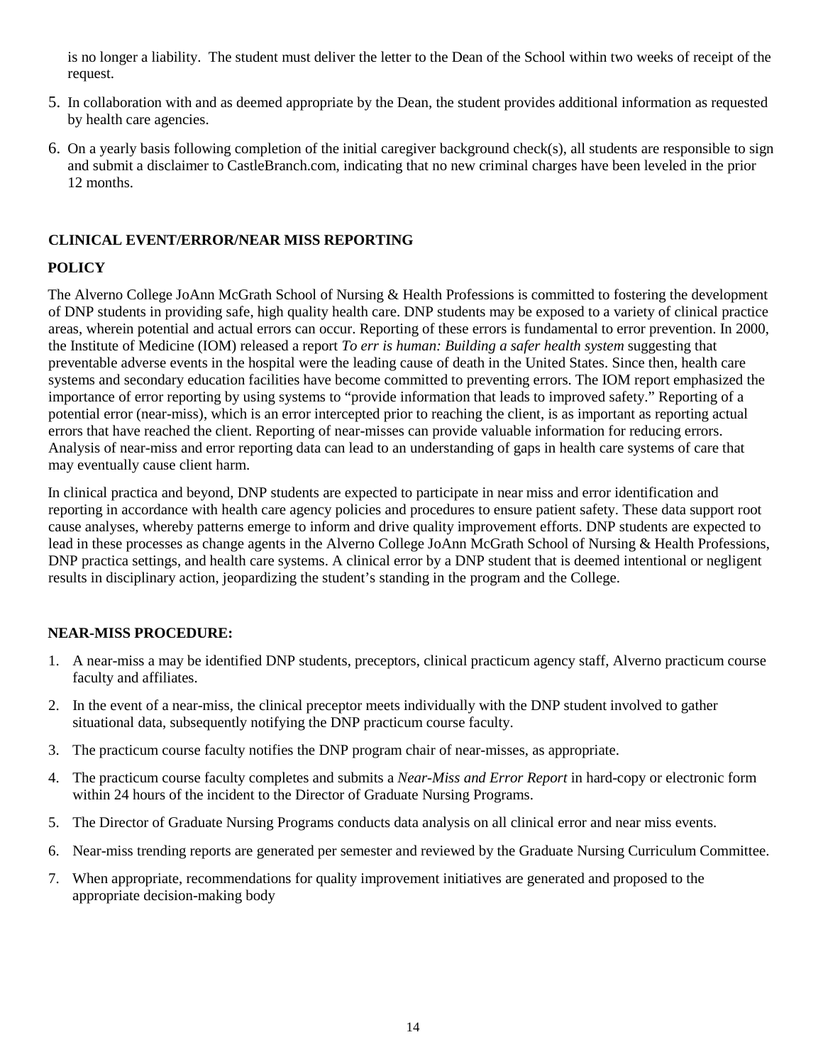is no longer a liability. The student must deliver the letter to the Dean of the School within two weeks of receipt of the request.

5. In collaboration with and as deemed appropriate by the Dean, the student provides additional information as requested by health care agencies.
6. On a yearly basis following completion of the initial caregiver background check(s), all students are responsible to sign and submit a disclaimer to CastleBranch.com, indicating that no new criminal charges have been leveled in the prior 12 months.

## CLINICAL EVENT/ERROR/NEAR MISS REPORTING

### POLICY

The Alverno College JoAnn McGrath School of Nursing & Health Professions is committed to fostering the development of DNP students in providing safe, high quality health care. DNP students may be exposed to a variety of clinical practice areas, wherein potential and actual errors can occur. Reporting of these errors is fundamental to error prevention. In 2000, the Institute of Medicine (IOM) released a report *To err is human: Building a safer health system* suggesting that preventable adverse events in the hospital were the leading cause of death in the United States. Since then, health care systems and secondary education facilities have become committed to preventing errors. The IOM report emphasized the importance of error reporting by using systems to "provide information that leads to improved safety." Reporting of a potential error (near-miss), which is an error intercepted prior to reaching the client, is as important as reporting actual errors that have reached the client. Reporting of near-misses can provide valuable information for reducing errors. Analysis of near-miss and error reporting data can lead to an understanding of gaps in health care systems of care that may eventually cause client harm.

In clinical practica and beyond, DNP students are expected to participate in near miss and error identification and reporting in accordance with health care agency policies and procedures to ensure patient safety. These data support root cause analyses, whereby patterns emerge to inform and drive quality improvement efforts. DNP students are expected to lead in these processes as change agents in the Alverno College JoAnn McGrath School of Nursing & Health Professions, DNP practica settings, and health care systems. A clinical error by a DNP student that is deemed intentional or negligent results in disciplinary action, jeopardizing the student's standing in the program and the College.

### NEAR-MISS PROCEDURE:

1. A near-miss a may be identified DNP students, preceptors, clinical practicum agency staff, Alverno practicum course faculty and affiliates.
2. In the event of a near-miss, the clinical preceptor meets individually with the DNP student involved to gather situational data, subsequently notifying the DNP practicum course faculty.
3. The practicum course faculty notifies the DNP program chair of near-misses, as appropriate.
4. The practicum course faculty completes and submits a *Near-Miss and Error Report* in hard-copy or electronic form within 24 hours of the incident to the Director of Graduate Nursing Programs.
5. The Director of Graduate Nursing Programs conducts data analysis on all clinical error and near miss events.
6. Near-miss trending reports are generated per semester and reviewed by the Graduate Nursing Curriculum Committee.
7. When appropriate, recommendations for quality improvement initiatives are generated and proposed to the appropriate decision-making body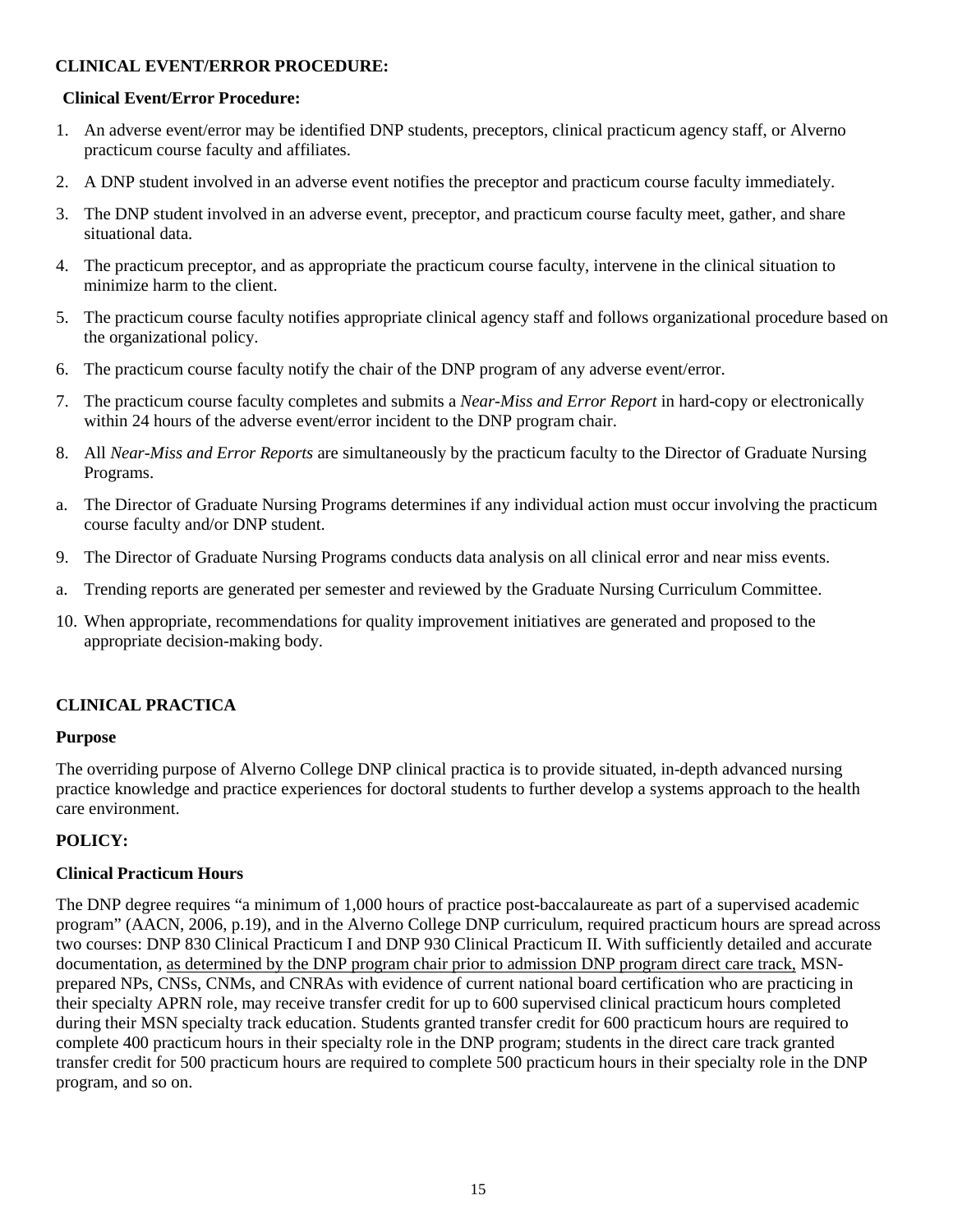## CLINICAL EVENT/ERROR PROCEDURE:

### Clinical Event/Error Procedure:

1. An adverse event/error may be identified DNP students, preceptors, clinical practicum agency staff, or Alverno practicum course faculty and affiliates.
2. A DNP student involved in an adverse event notifies the preceptor and practicum course faculty immediately.
3. The DNP student involved in an adverse event, preceptor, and practicum course faculty meet, gather, and share situational data.
4. The practicum preceptor, and as appropriate the practicum course faculty, intervene in the clinical situation to minimize harm to the client.
5. The practicum course faculty notifies appropriate clinical agency staff and follows organizational procedure based on the organizational policy.
6. The practicum course faculty notify the chair of the DNP program of any adverse event/error.
7. The practicum course faculty completes and submits a *Near-Miss and Error Report* in hard-copy or electronically within 24 hours of the adverse event/error incident to the DNP program chair.
8. All *Near-Miss and Error Reports* are simultaneously by the practicum faculty to the Director of Graduate Nursing Programs.

a. The Director of Graduate Nursing Programs determines if any individual action must occur involving the practicum course faculty and/or DNP student.

9. The Director of Graduate Nursing Programs conducts data analysis on all clinical error and near miss events.

a. Trending reports are generated per semester and reviewed by the Graduate Nursing Curriculum Committee.

10. When appropriate, recommendations for quality improvement initiatives are generated and proposed to the appropriate decision-making body.

## CLINICAL PRACTICA

### Purpose

The overriding purpose of Alverno College DNP clinical practica is to provide situated, in-depth advanced nursing practice knowledge and practice experiences for doctoral students to further develop a systems approach to the health care environment.

### POLICY:

### Clinical Practicum Hours

The DNP degree requires "a minimum of 1,000 hours of practice post-baccalaureate as part of a supervised academic program" (AACN, 2006, p.19), and in the Alverno College DNP curriculum, required practicum hours are spread across two courses: DNP 830 Clinical Practicum I and DNP 930 Clinical Practicum II. With sufficiently detailed and accurate documentation, <u>as determined by the DNP program chair prior to admission DNP program direct care track,</u> MSN-prepared NPs, CNSs, CNMs, and CNRAs with evidence of current national board certification who are practicing in their specialty APRN role, may receive transfer credit for up to 600 supervised clinical practicum hours completed during their MSN specialty track education. Students granted transfer credit for 600 practicum hours are required to complete 400 practicum hours in their specialty role in the DNP program; students in the direct care track granted transfer credit for 500 practicum hours are required to complete 500 practicum hours in their specialty role in the DNP program, and so on.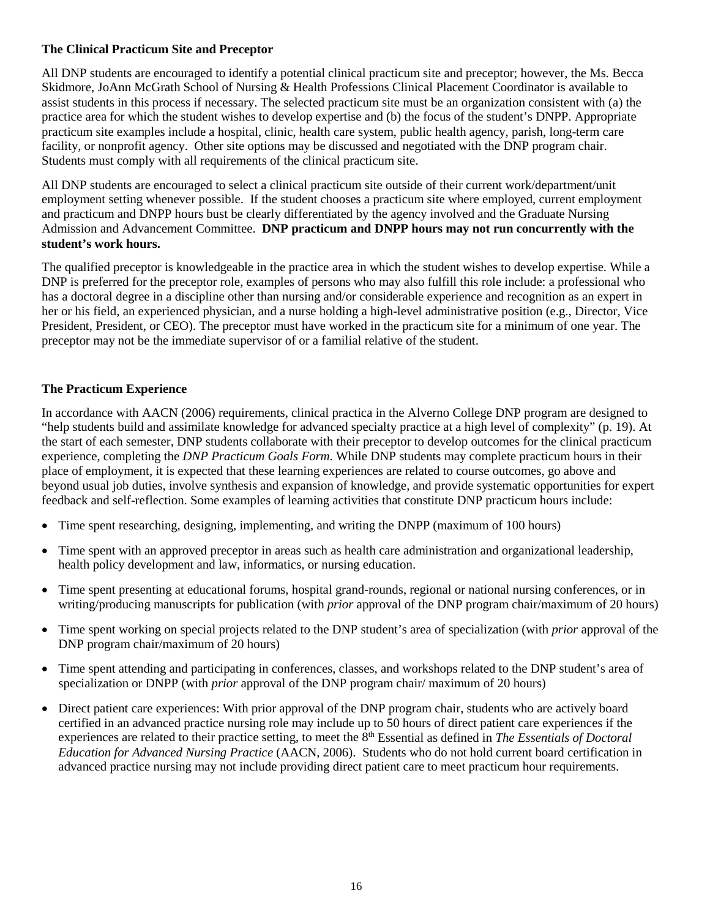**The Clinical Practicum Site and Preceptor**

All DNP students are encouraged to identify a potential clinical practicum site and preceptor; however, the Ms. Becca Skidmore, JoAnn McGrath School of Nursing & Health Professions Clinical Placement Coordinator is available to assist students in this process if necessary. The selected practicum site must be an organization consistent with (a) the practice area for which the student wishes to develop expertise and (b) the focus of the student's DNPP. Appropriate practicum site examples include a hospital, clinic, health care system, public health agency, parish, long-term care facility, or nonprofit agency. Other site options may be discussed and negotiated with the DNP program chair. Students must comply with all requirements of the clinical practicum site.

All DNP students are encouraged to select a clinical practicum site outside of their current work/department/unit employment setting whenever possible. If the student chooses a practicum site where employed, current employment and practicum and DNPP hours bust be clearly differentiated by the agency involved and the Graduate Nursing Admission and Advancement Committee. **DNP practicum and DNPP hours may not run concurrently with the student's work hours.**

The qualified preceptor is knowledgeable in the practice area in which the student wishes to develop expertise. While a DNP is preferred for the preceptor role, examples of persons who may also fulfill this role include: a professional who has a doctoral degree in a discipline other than nursing and/or considerable experience and recognition as an expert in her or his field, an experienced physician, and a nurse holding a high-level administrative position (e.g., Director, Vice President, President, or CEO). The preceptor must have worked in the practicum site for a minimum of one year. The preceptor may not be the immediate supervisor of or a familial relative of the student.

**The Practicum Experience**

In accordance with AACN (2006) requirements, clinical practica in the Alverno College DNP program are designed to "help students build and assimilate knowledge for advanced specialty practice at a high level of complexity" (p. 19). At the start of each semester, DNP students collaborate with their preceptor to develop outcomes for the clinical practicum experience, completing the *DNP Practicum Goals Form*. While DNP students may complete practicum hours in their place of employment, it is expected that these learning experiences are related to course outcomes, go above and beyond usual job duties, involve synthesis and expansion of knowledge, and provide systematic opportunities for expert feedback and self-reflection. Some examples of learning activities that constitute DNP practicum hours include:

- Time spent researching, designing, implementing, and writing the DNPP (maximum of 100 hours)
- Time spent with an approved preceptor in areas such as health care administration and organizational leadership, health policy development and law, informatics, or nursing education.
- Time spent presenting at educational forums, hospital grand-rounds, regional or national nursing conferences, or in writing/producing manuscripts for publication (with *prior* approval of the DNP program chair/maximum of 20 hours)
- Time spent working on special projects related to the DNP student's area of specialization (with *prior* approval of the DNP program chair/maximum of 20 hours)
- Time spent attending and participating in conferences, classes, and workshops related to the DNP student's area of specialization or DNPP (with *prior* approval of the DNP program chair/ maximum of 20 hours)
- Direct patient care experiences: With prior approval of the DNP program chair, students who are actively board certified in an advanced practice nursing role may include up to 50 hours of direct patient care experiences if the experiences are related to their practice setting, to meet the 8th Essential as defined in *The Essentials of Doctoral Education for Advanced Nursing Practice* (AACN, 2006). Students who do not hold current board certification in advanced practice nursing may not include providing direct patient care to meet practicum hour requirements.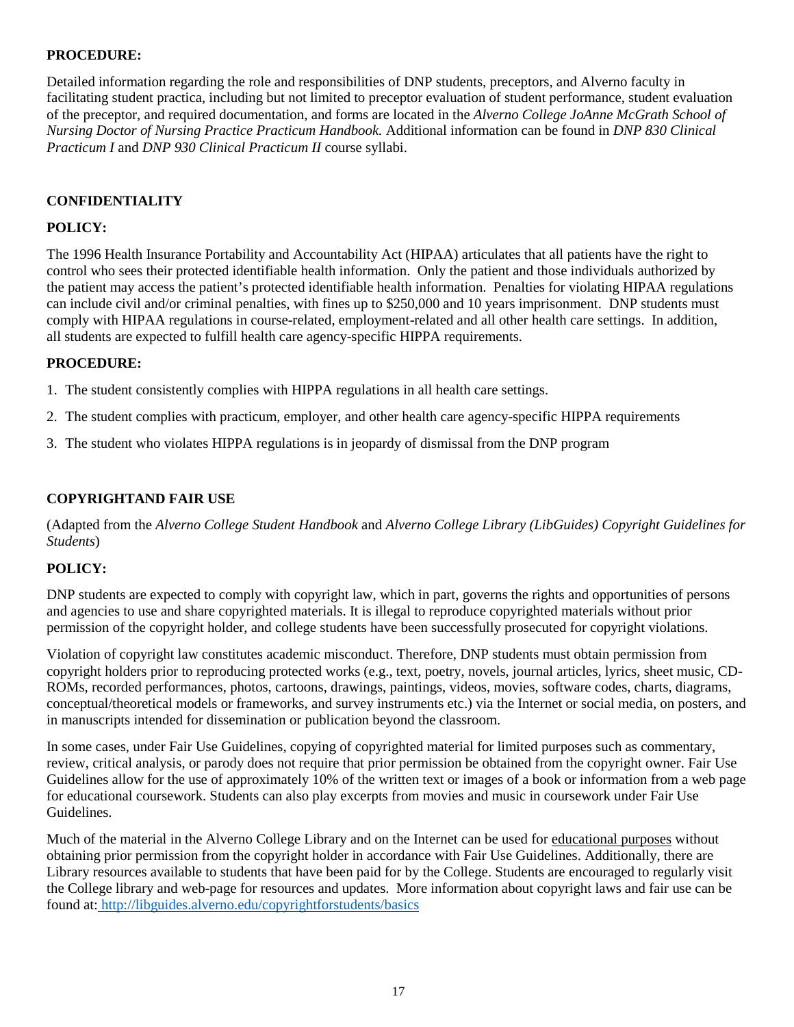**PROCEDURE:**

Detailed information regarding the role and responsibilities of DNP students, preceptors, and Alverno faculty in facilitating student practica, including but not limited to preceptor evaluation of student performance, student evaluation of the preceptor, and required documentation, and forms are located in the *Alverno College JoAnne McGrath School of Nursing Doctor of Nursing Practice Practicum Handbook.* Additional information can be found in *DNP 830 Clinical Practicum I* and *DNP 930 Clinical Practicum II* course syllabi.

## CONFIDENTIALITY

**POLICY:**

The 1996 Health Insurance Portability and Accountability Act (HIPAA) articulates that all patients have the right to control who sees their protected identifiable health information. Only the patient and those individuals authorized by the patient may access the patient's protected identifiable health information. Penalties for violating HIPAA regulations can include civil and/or criminal penalties, with fines up to $250,000 and 10 years imprisonment. DNP students must comply with HIPAA regulations in course-related, employment-related and all other health care settings. In addition, all students are expected to fulfill health care agency-specific HIPPA requirements.

**PROCEDURE:**

1. The student consistently complies with HIPPA regulations in all health care settings.
2. The student complies with practicum, employer, and other health care agency-specific HIPPA requirements
3. The student who violates HIPPA regulations is in jeopardy of dismissal from the DNP program

## COPYRIGHTAND FAIR USE

(Adapted from the *Alverno College Student Handbook* and *Alverno College Library (LibGuides) Copyright Guidelines for Students*)

**POLICY:**

DNP students are expected to comply with copyright law, which in part, governs the rights and opportunities of persons and agencies to use and share copyrighted materials. It is illegal to reproduce copyrighted materials without prior permission of the copyright holder, and college students have been successfully prosecuted for copyright violations.

Violation of copyright law constitutes academic misconduct. Therefore, DNP students must obtain permission from copyright holders prior to reproducing protected works (e.g., text, poetry, novels, journal articles, lyrics, sheet music, CD-ROMs, recorded performances, photos, cartoons, drawings, paintings, videos, movies, software codes, charts, diagrams, conceptual/theoretical models or frameworks, and survey instruments etc.) via the Internet or social media, on posters, and in manuscripts intended for dissemination or publication beyond the classroom.

In some cases, under Fair Use Guidelines, copying of copyrighted material for limited purposes such as commentary, review, critical analysis, or parody does not require that prior permission be obtained from the copyright owner. Fair Use Guidelines allow for the use of approximately 10% of the written text or images of a book or information from a web page for educational coursework. Students can also play excerpts from movies and music in coursework under Fair Use Guidelines.

Much of the material in the Alverno College Library and on the Internet can be used for educational purposes without obtaining prior permission from the copyright holder in accordance with Fair Use Guidelines. Additionally, there are Library resources available to students that have been paid for by the College. Students are encouraged to regularly visit the College library and web-page for resources and updates. More information about copyright laws and fair use can be found at: http://libguides.alverno.edu/copyrightforstudents/basics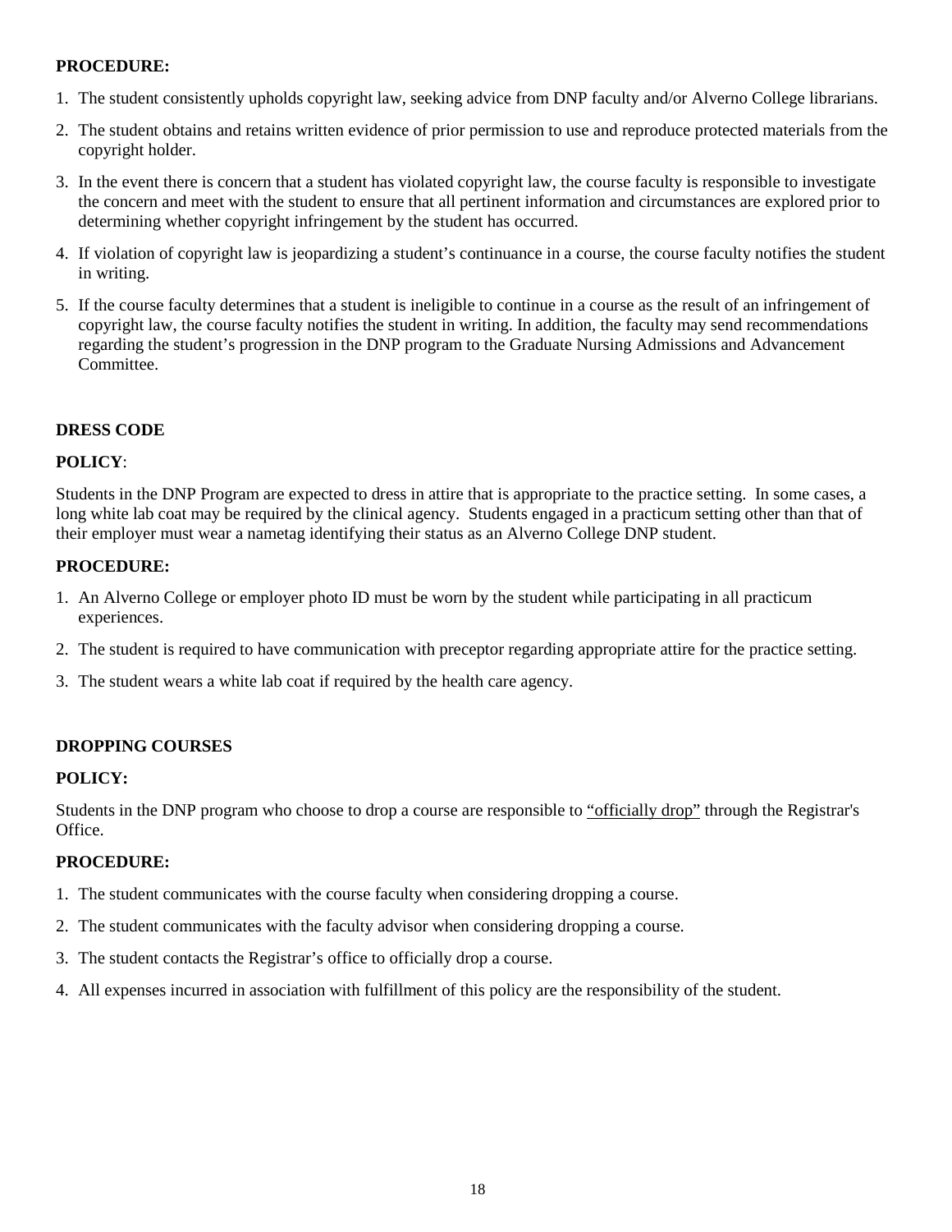**PROCEDURE:**

1. The student consistently upholds copyright law, seeking advice from DNP faculty and/or Alverno College librarians.
2. The student obtains and retains written evidence of prior permission to use and reproduce protected materials from the copyright holder.
3. In the event there is concern that a student has violated copyright law, the course faculty is responsible to investigate the concern and meet with the student to ensure that all pertinent information and circumstances are explored prior to determining whether copyright infringement by the student has occurred.
4. If violation of copyright law is jeopardizing a student's continuance in a course, the course faculty notifies the student in writing.
5. If the course faculty determines that a student is ineligible to continue in a course as the result of an infringement of copyright law, the course faculty notifies the student in writing. In addition, the faculty may send recommendations regarding the student's progression in the DNP program to the Graduate Nursing Admissions and Advancement Committee.

## DRESS CODE

**POLICY**:

Students in the DNP Program are expected to dress in attire that is appropriate to the practice setting. In some cases, a long white lab coat may be required by the clinical agency. Students engaged in a practicum setting other than that of their employer must wear a nametag identifying their status as an Alverno College DNP student.

**PROCEDURE:**

1. An Alverno College or employer photo ID must be worn by the student while participating in all practicum experiences.
2. The student is required to have communication with preceptor regarding appropriate attire for the practice setting.
3. The student wears a white lab coat if required by the health care agency.

## DROPPING COURSES

**POLICY:**

Students in the DNP program who choose to drop a course are responsible to "officially drop" through the Registrar's Office.

**PROCEDURE:**

1. The student communicates with the course faculty when considering dropping a course.
2. The student communicates with the faculty advisor when considering dropping a course.
3. The student contacts the Registrar's office to officially drop a course.
4. All expenses incurred in association with fulfillment of this policy are the responsibility of the student.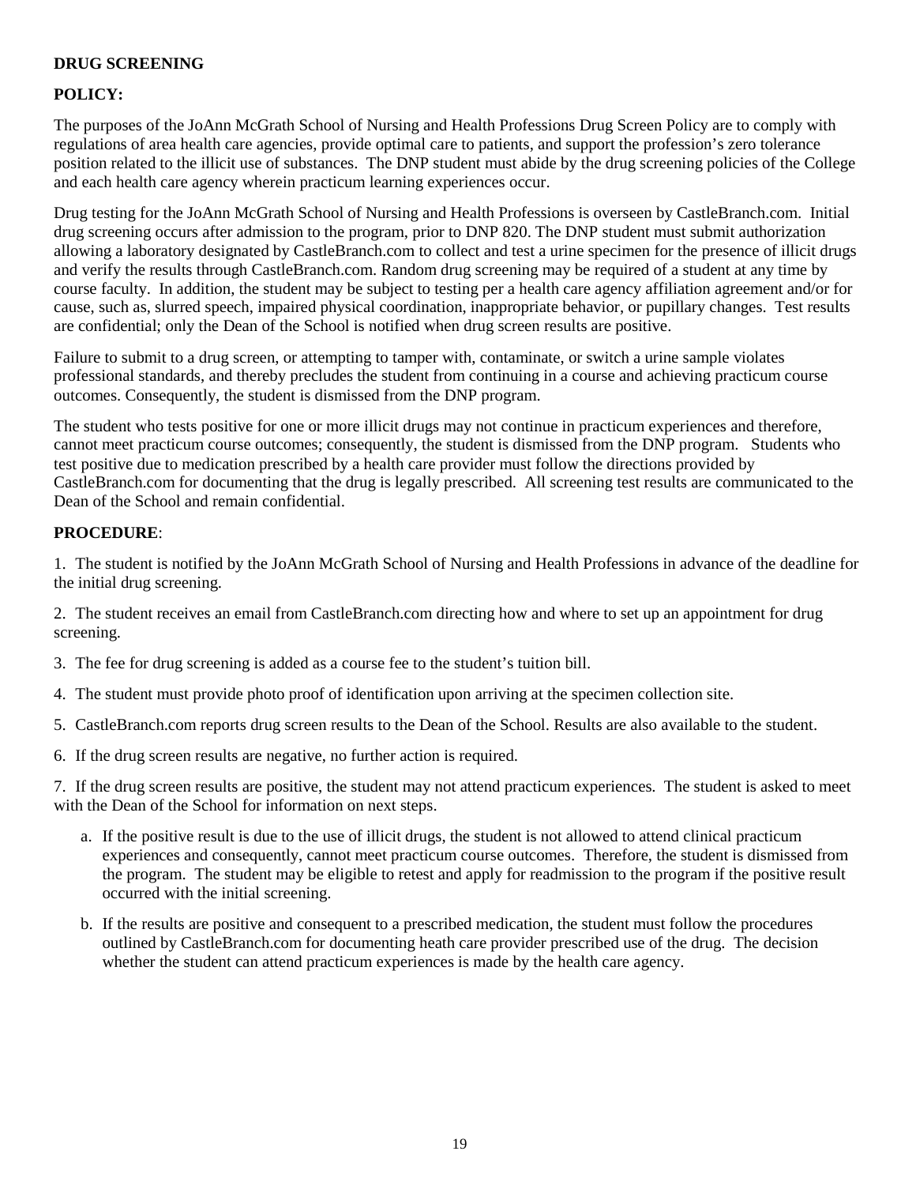## DRUG SCREENING

### POLICY:

The purposes of the JoAnn McGrath School of Nursing and Health Professions Drug Screen Policy are to comply with regulations of area health care agencies, provide optimal care to patients, and support the profession's zero tolerance position related to the illicit use of substances. The DNP student must abide by the drug screening policies of the College and each health care agency wherein practicum learning experiences occur.

Drug testing for the JoAnn McGrath School of Nursing and Health Professions is overseen by CastleBranch.com. Initial drug screening occurs after admission to the program, prior to DNP 820. The DNP student must submit authorization allowing a laboratory designated by CastleBranch.com to collect and test a urine specimen for the presence of illicit drugs and verify the results through CastleBranch.com. Random drug screening may be required of a student at any time by course faculty. In addition, the student may be subject to testing per a health care agency affiliation agreement and/or for cause, such as, slurred speech, impaired physical coordination, inappropriate behavior, or pupillary changes. Test results are confidential; only the Dean of the School is notified when drug screen results are positive.

Failure to submit to a drug screen, or attempting to tamper with, contaminate, or switch a urine sample violates professional standards, and thereby precludes the student from continuing in a course and achieving practicum course outcomes. Consequently, the student is dismissed from the DNP program.

The student who tests positive for one or more illicit drugs may not continue in practicum experiences and therefore, cannot meet practicum course outcomes; consequently, the student is dismissed from the DNP program. Students who test positive due to medication prescribed by a health care provider must follow the directions provided by CastleBranch.com for documenting that the drug is legally prescribed. All screening test results are communicated to the Dean of the School and remain confidential.

### PROCEDURE:

1. The student is notified by the JoAnn McGrath School of Nursing and Health Professions in advance of the deadline for the initial drug screening.

2. The student receives an email from CastleBranch.com directing how and where to set up an appointment for drug screening.

3. The fee for drug screening is added as a course fee to the student's tuition bill.

4. The student must provide photo proof of identification upon arriving at the specimen collection site.

5. CastleBranch.com reports drug screen results to the Dean of the School. Results are also available to the student.

6. If the drug screen results are negative, no further action is required.

7. If the drug screen results are positive, the student may not attend practicum experiences. The student is asked to meet with the Dean of the School for information on next steps.

   a. If the positive result is due to the use of illicit drugs, the student is not allowed to attend clinical practicum experiences and consequently, cannot meet practicum course outcomes. Therefore, the student is dismissed from the program. The student may be eligible to retest and apply for readmission to the program if the positive result occurred with the initial screening.

   b. If the results are positive and consequent to a prescribed medication, the student must follow the procedures outlined by CastleBranch.com for documenting heath care provider prescribed use of the drug. The decision whether the student can attend practicum experiences is made by the health care agency.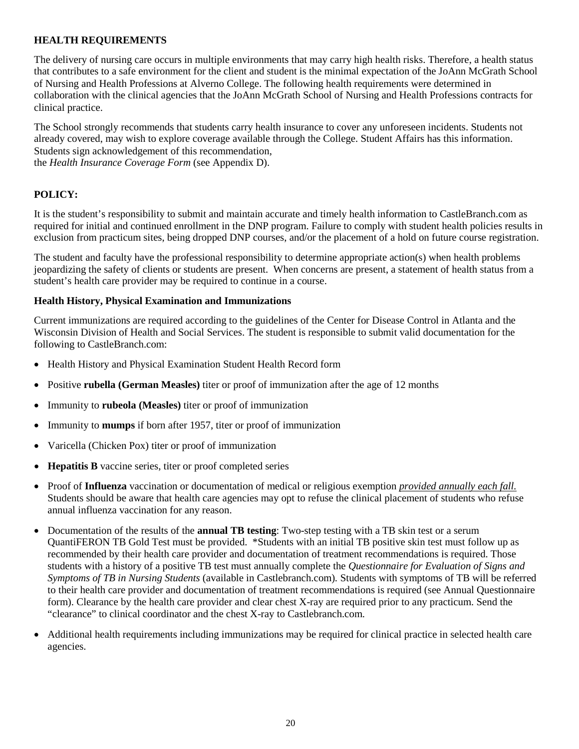## HEALTH REQUIREMENTS

The delivery of nursing care occurs in multiple environments that may carry high health risks. Therefore, a health status that contributes to a safe environment for the client and student is the minimal expectation of the JoAnn McGrath School of Nursing and Health Professions at Alverno College. The following health requirements were determined in collaboration with the clinical agencies that the JoAnn McGrath School of Nursing and Health Professions contracts for clinical practice.

The School strongly recommends that students carry health insurance to cover any unforeseen incidents. Students not already covered, may wish to explore coverage available through the College. Student Affairs has this information. Students sign acknowledgement of this recommendation,
the *Health Insurance Coverage Form* (see Appendix D).

## POLICY:

It is the student's responsibility to submit and maintain accurate and timely health information to CastleBranch.com as required for initial and continued enrollment in the DNP program. Failure to comply with student health policies results in exclusion from practicum sites, being dropped DNP courses, and/or the placement of a hold on future course registration.

The student and faculty have the professional responsibility to determine appropriate action(s) when health problems jeopardizing the safety of clients or students are present. When concerns are present, a statement of health status from a student's health care provider may be required to continue in a course.

### Health History, Physical Examination and Immunizations

Current immunizations are required according to the guidelines of the Center for Disease Control in Atlanta and the Wisconsin Division of Health and Social Services. The student is responsible to submit valid documentation for the following to CastleBranch.com:

- Health History and Physical Examination Student Health Record form
- Positive **rubella (German Measles)** titer or proof of immunization after the age of 12 months
- Immunity to **rubeola (Measles)** titer or proof of immunization
- Immunity to **mumps** if born after 1957, titer or proof of immunization
- Varicella (Chicken Pox) titer or proof of immunization
- **Hepatitis B** vaccine series, titer or proof completed series
- Proof of **Influenza** vaccination or documentation of medical or religious exemption <u>*provided annually each fall.*</u> Students should be aware that health care agencies may opt to refuse the clinical placement of students who refuse annual influenza vaccination for any reason.
- Documentation of the results of the **annual TB testing**: Two-step testing with a TB skin test or a serum QuantiFERON TB Gold Test must be provided. *Students with an initial TB positive skin test must follow up as recommended by their health care provider and documentation of treatment recommendations is required. Those students with a history of a positive TB test must annually complete the *Questionnaire for Evaluation of Signs and Symptoms of TB in Nursing Students* (available in Castlebranch.com). Students with symptoms of TB will be referred to their health care provider and documentation of treatment recommendations is required (see Annual Questionnaire form). Clearance by the health care provider and clear chest X-ray are required prior to any practicum. Send the "clearance" to clinical coordinator and the chest X-ray to Castlebranch.com.
- Additional health requirements including immunizations may be required for clinical practice in selected health care agencies.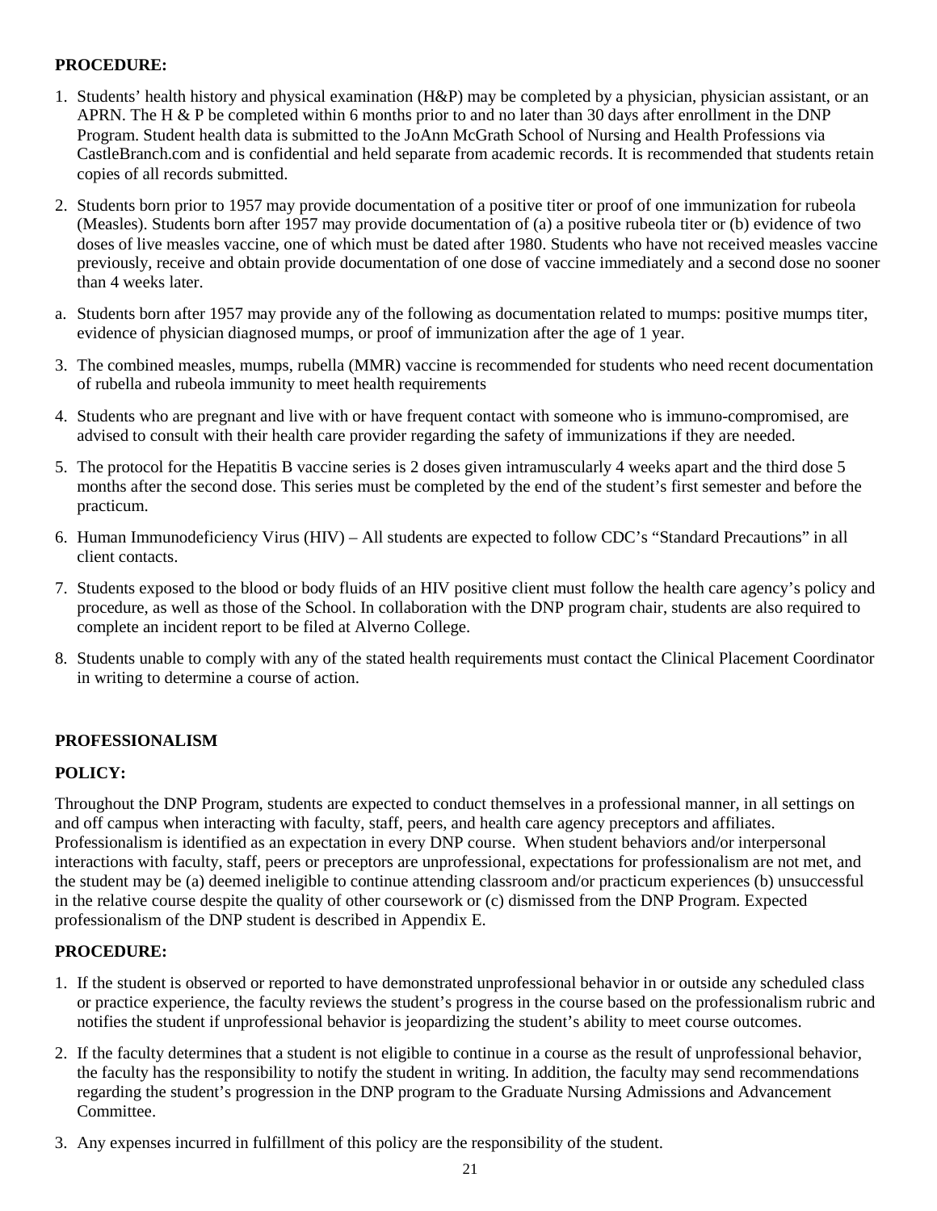**PROCEDURE:**

1. Students' health history and physical examination (H&P) may be completed by a physician, physician assistant, or an APRN. The H & P be completed within 6 months prior to and no later than 30 days after enrollment in the DNP Program. Student health data is submitted to the JoAnn McGrath School of Nursing and Health Professions via CastleBranch.com and is confidential and held separate from academic records. It is recommended that students retain copies of all records submitted.
2. Students born prior to 1957 may provide documentation of a positive titer or proof of one immunization for rubeola (Measles). Students born after 1957 may provide documentation of (a) a positive rubeola titer or (b) evidence of two doses of live measles vaccine, one of which must be dated after 1980. Students who have not received measles vaccine previously, receive and obtain provide documentation of one dose of vaccine immediately and a second dose no sooner than 4 weeks later.

a. Students born after 1957 may provide any of the following as documentation related to mumps: positive mumps titer, evidence of physician diagnosed mumps, or proof of immunization after the age of 1 year.

3. The combined measles, mumps, rubella (MMR) vaccine is recommended for students who need recent documentation of rubella and rubeola immunity to meet health requirements
4. Students who are pregnant and live with or have frequent contact with someone who is immuno-compromised, are advised to consult with their health care provider regarding the safety of immunizations if they are needed.
5. The protocol for the Hepatitis B vaccine series is 2 doses given intramuscularly 4 weeks apart and the third dose 5 months after the second dose. This series must be completed by the end of the student's first semester and before the practicum.
6. Human Immunodeficiency Virus (HIV) – All students are expected to follow CDC's "Standard Precautions" in all client contacts.
7. Students exposed to the blood or body fluids of an HIV positive client must follow the health care agency's policy and procedure, as well as those of the School. In collaboration with the DNP program chair, students are also required to complete an incident report to be filed at Alverno College.
8. Students unable to comply with any of the stated health requirements must contact the Clinical Placement Coordinator in writing to determine a course of action.

**PROFESSIONALISM**

**POLICY:**

Throughout the DNP Program, students are expected to conduct themselves in a professional manner, in all settings on and off campus when interacting with faculty, staff, peers, and health care agency preceptors and affiliates. Professionalism is identified as an expectation in every DNP course. When student behaviors and/or interpersonal interactions with faculty, staff, peers or preceptors are unprofessional, expectations for professionalism are not met, and the student may be (a) deemed ineligible to continue attending classroom and/or practicum experiences (b) unsuccessful in the relative course despite the quality of other coursework or (c) dismissed from the DNP Program. Expected professionalism of the DNP student is described in Appendix E.

**PROCEDURE:**

1. If the student is observed or reported to have demonstrated unprofessional behavior in or outside any scheduled class or practice experience, the faculty reviews the student's progress in the course based on the professionalism rubric and notifies the student if unprofessional behavior is jeopardizing the student's ability to meet course outcomes.
2. If the faculty determines that a student is not eligible to continue in a course as the result of unprofessional behavior, the faculty has the responsibility to notify the student in writing. In addition, the faculty may send recommendations regarding the student's progression in the DNP program to the Graduate Nursing Admissions and Advancement Committee.
3. Any expenses incurred in fulfillment of this policy are the responsibility of the student.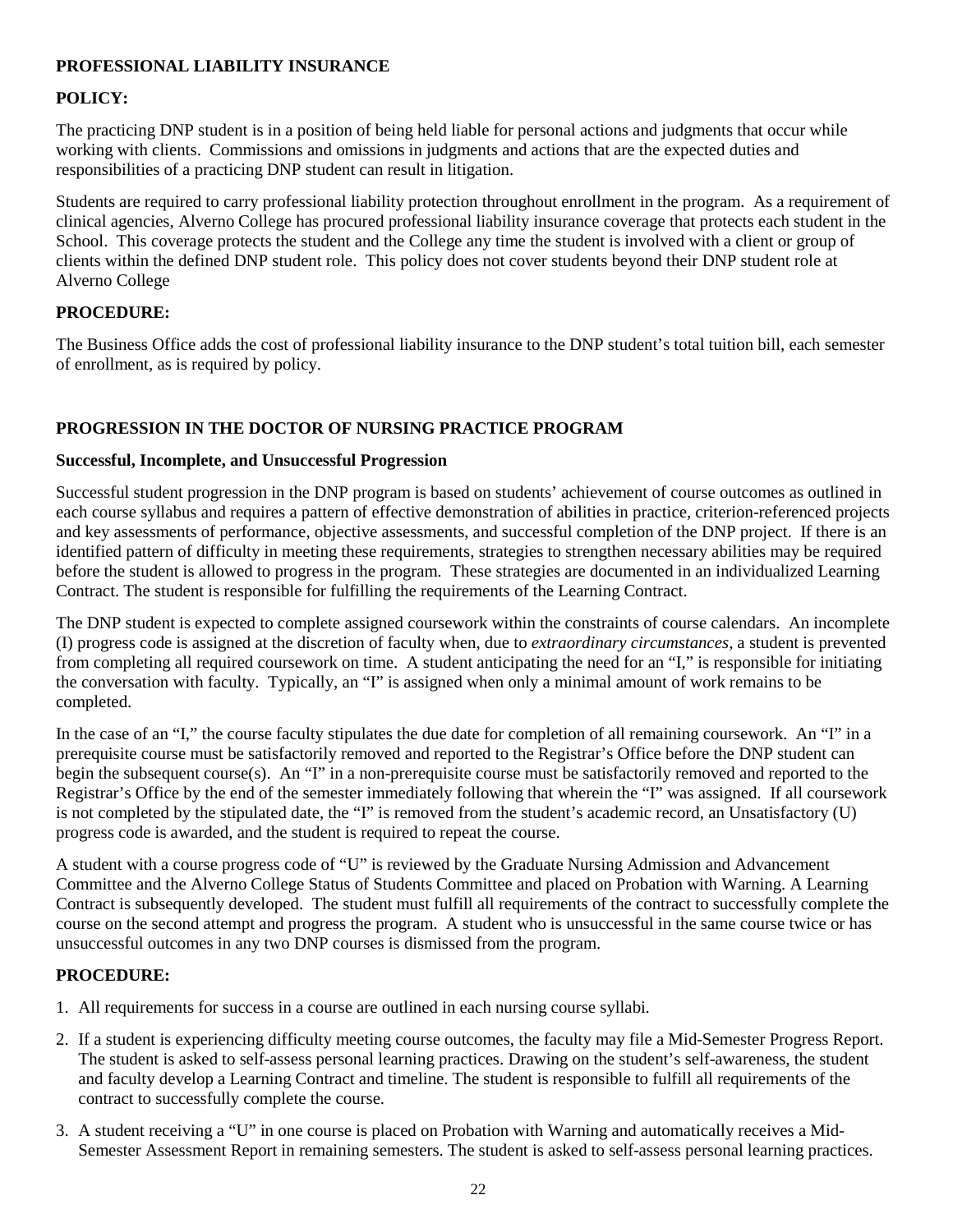**PROFESSIONAL LIABILITY INSURANCE**

**POLICY:**

The practicing DNP student is in a position of being held liable for personal actions and judgments that occur while working with clients. Commissions and omissions in judgments and actions that are the expected duties and responsibilities of a practicing DNP student can result in litigation.

Students are required to carry professional liability protection throughout enrollment in the program. As a requirement of clinical agencies, Alverno College has procured professional liability insurance coverage that protects each student in the School. This coverage protects the student and the College any time the student is involved with a client or group of clients within the defined DNP student role. This policy does not cover students beyond their DNP student role at Alverno College

**PROCEDURE:**

The Business Office adds the cost of professional liability insurance to the DNP student's total tuition bill, each semester of enrollment, as is required by policy.

**PROGRESSION IN THE DOCTOR OF NURSING PRACTICE PROGRAM**

**Successful, Incomplete, and Unsuccessful Progression**

Successful student progression in the DNP program is based on students' achievement of course outcomes as outlined in each course syllabus and requires a pattern of effective demonstration of abilities in practice, criterion-referenced projects and key assessments of performance, objective assessments, and successful completion of the DNP project. If there is an identified pattern of difficulty in meeting these requirements, strategies to strengthen necessary abilities may be required before the student is allowed to progress in the program. These strategies are documented in an individualized Learning Contract. The student is responsible for fulfilling the requirements of the Learning Contract.

The DNP student is expected to complete assigned coursework within the constraints of course calendars. An incomplete (I) progress code is assigned at the discretion of faculty when, due to *extraordinary circumstances,* a student is prevented from completing all required coursework on time. A student anticipating the need for an "I," is responsible for initiating the conversation with faculty. Typically, an "I" is assigned when only a minimal amount of work remains to be completed.

In the case of an "I," the course faculty stipulates the due date for completion of all remaining coursework. An "I" in a prerequisite course must be satisfactorily removed and reported to the Registrar's Office before the DNP student can begin the subsequent course(s). An "I" in a non-prerequisite course must be satisfactorily removed and reported to the Registrar's Office by the end of the semester immediately following that wherein the "I" was assigned. If all coursework is not completed by the stipulated date, the "I" is removed from the student's academic record, an Unsatisfactory (U) progress code is awarded, and the student is required to repeat the course.

A student with a course progress code of "U" is reviewed by the Graduate Nursing Admission and Advancement Committee and the Alverno College Status of Students Committee and placed on Probation with Warning. A Learning Contract is subsequently developed. The student must fulfill all requirements of the contract to successfully complete the course on the second attempt and progress the program. A student who is unsuccessful in the same course twice or has unsuccessful outcomes in any two DNP courses is dismissed from the program.

**PROCEDURE:**

1. All requirements for success in a course are outlined in each nursing course syllabi.
2. If a student is experiencing difficulty meeting course outcomes, the faculty may file a Mid-Semester Progress Report. The student is asked to self-assess personal learning practices. Drawing on the student's self-awareness, the student and faculty develop a Learning Contract and timeline. The student is responsible to fulfill all requirements of the contract to successfully complete the course.
3. A student receiving a "U" in one course is placed on Probation with Warning and automatically receives a Mid-Semester Assessment Report in remaining semesters. The student is asked to self-assess personal learning practices.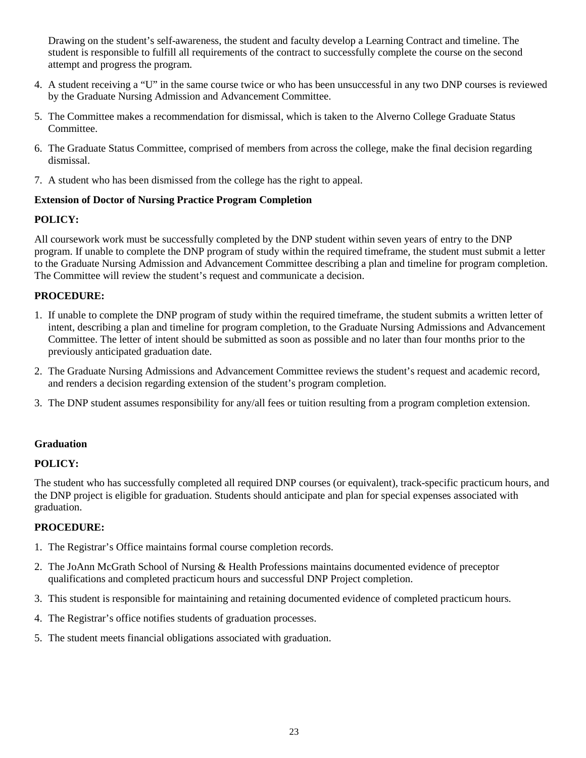Drawing on the student's self-awareness, the student and faculty develop a Learning Contract and timeline. The student is responsible to fulfill all requirements of the contract to successfully complete the course on the second attempt and progress the program.

4. A student receiving a "U" in the same course twice or who has been unsuccessful in any two DNP courses is reviewed by the Graduate Nursing Admission and Advancement Committee.
5. The Committee makes a recommendation for dismissal, which is taken to the Alverno College Graduate Status Committee.
6. The Graduate Status Committee, comprised of members from across the college, make the final decision regarding dismissal.
7. A student who has been dismissed from the college has the right to appeal.

**Extension of Doctor of Nursing Practice Program Completion**

**POLICY:**

All coursework work must be successfully completed by the DNP student within seven years of entry to the DNP program. If unable to complete the DNP program of study within the required timeframe, the student must submit a letter to the Graduate Nursing Admission and Advancement Committee describing a plan and timeline for program completion. The Committee will review the student's request and communicate a decision.

**PROCEDURE:**

1. If unable to complete the DNP program of study within the required timeframe, the student submits a written letter of intent, describing a plan and timeline for program completion, to the Graduate Nursing Admissions and Advancement Committee. The letter of intent should be submitted as soon as possible and no later than four months prior to the previously anticipated graduation date.
2. The Graduate Nursing Admissions and Advancement Committee reviews the student's request and academic record, and renders a decision regarding extension of the student's program completion.
3. The DNP student assumes responsibility for any/all fees or tuition resulting from a program completion extension.

**Graduation**

**POLICY:**

The student who has successfully completed all required DNP courses (or equivalent), track-specific practicum hours, and the DNP project is eligible for graduation. Students should anticipate and plan for special expenses associated with graduation.

**PROCEDURE:**

1. The Registrar's Office maintains formal course completion records.
2. The JoAnn McGrath School of Nursing & Health Professions maintains documented evidence of preceptor qualifications and completed practicum hours and successful DNP Project completion.
3. This student is responsible for maintaining and retaining documented evidence of completed practicum hours.
4. The Registrar's office notifies students of graduation processes.
5. The student meets financial obligations associated with graduation.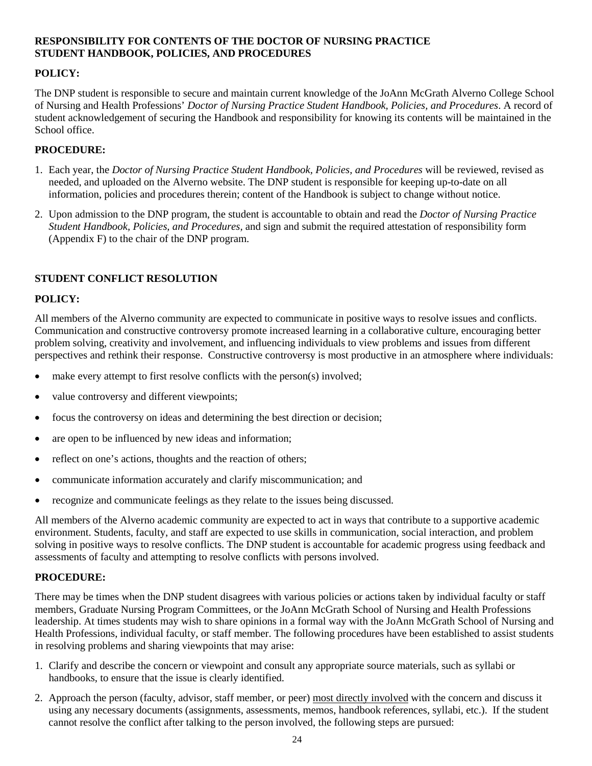**RESPONSIBILITY FOR CONTENTS OF THE DOCTOR OF NURSING PRACTICE STUDENT HANDBOOK, POLICIES, AND PROCEDURES**

**POLICY:**

The DNP student is responsible to secure and maintain current knowledge of the JoAnn McGrath Alverno College School of Nursing and Health Professions' *Doctor of Nursing Practice Student Handbook, Policies, and Procedures*. A record of student acknowledgement of securing the Handbook and responsibility for knowing its contents will be maintained in the School office.

**PROCEDURE:**

1. Each year, the *Doctor of Nursing Practice Student Handbook, Policies, and Procedures* will be reviewed, revised as needed, and uploaded on the Alverno website. The DNP student is responsible for keeping up-to-date on all information, policies and procedures therein; content of the Handbook is subject to change without notice.
2. Upon admission to the DNP program, the student is accountable to obtain and read the *Doctor of Nursing Practice Student Handbook, Policies, and Procedures*, and sign and submit the required attestation of responsibility form (Appendix F) to the chair of the DNP program.

**STUDENT CONFLICT RESOLUTION**

**POLICY:**

All members of the Alverno community are expected to communicate in positive ways to resolve issues and conflicts. Communication and constructive controversy promote increased learning in a collaborative culture, encouraging better problem solving, creativity and involvement, and influencing individuals to view problems and issues from different perspectives and rethink their response. Constructive controversy is most productive in an atmosphere where individuals:

- make every attempt to first resolve conflicts with the person(s) involved;
- value controversy and different viewpoints;
- focus the controversy on ideas and determining the best direction or decision;
- are open to be influenced by new ideas and information;
- reflect on one's actions, thoughts and the reaction of others;
- communicate information accurately and clarify miscommunication; and
- recognize and communicate feelings as they relate to the issues being discussed.

All members of the Alverno academic community are expected to act in ways that contribute to a supportive academic environment. Students, faculty, and staff are expected to use skills in communication, social interaction, and problem solving in positive ways to resolve conflicts. The DNP student is accountable for academic progress using feedback and assessments of faculty and attempting to resolve conflicts with persons involved.

**PROCEDURE:**

There may be times when the DNP student disagrees with various policies or actions taken by individual faculty or staff members, Graduate Nursing Program Committees, or the JoAnn McGrath School of Nursing and Health Professions leadership. At times students may wish to share opinions in a formal way with the JoAnn McGrath School of Nursing and Health Professions, individual faculty, or staff member. The following procedures have been established to assist students in resolving problems and sharing viewpoints that may arise:

1. Clarify and describe the concern or viewpoint and consult any appropriate source materials, such as syllabi or handbooks, to ensure that the issue is clearly identified.
2. Approach the person (faculty, advisor, staff member, or peer) <u>most directly involved</u> with the concern and discuss it using any necessary documents (assignments, assessments, memos, handbook references, syllabi, etc.). If the student cannot resolve the conflict after talking to the person involved, the following steps are pursued: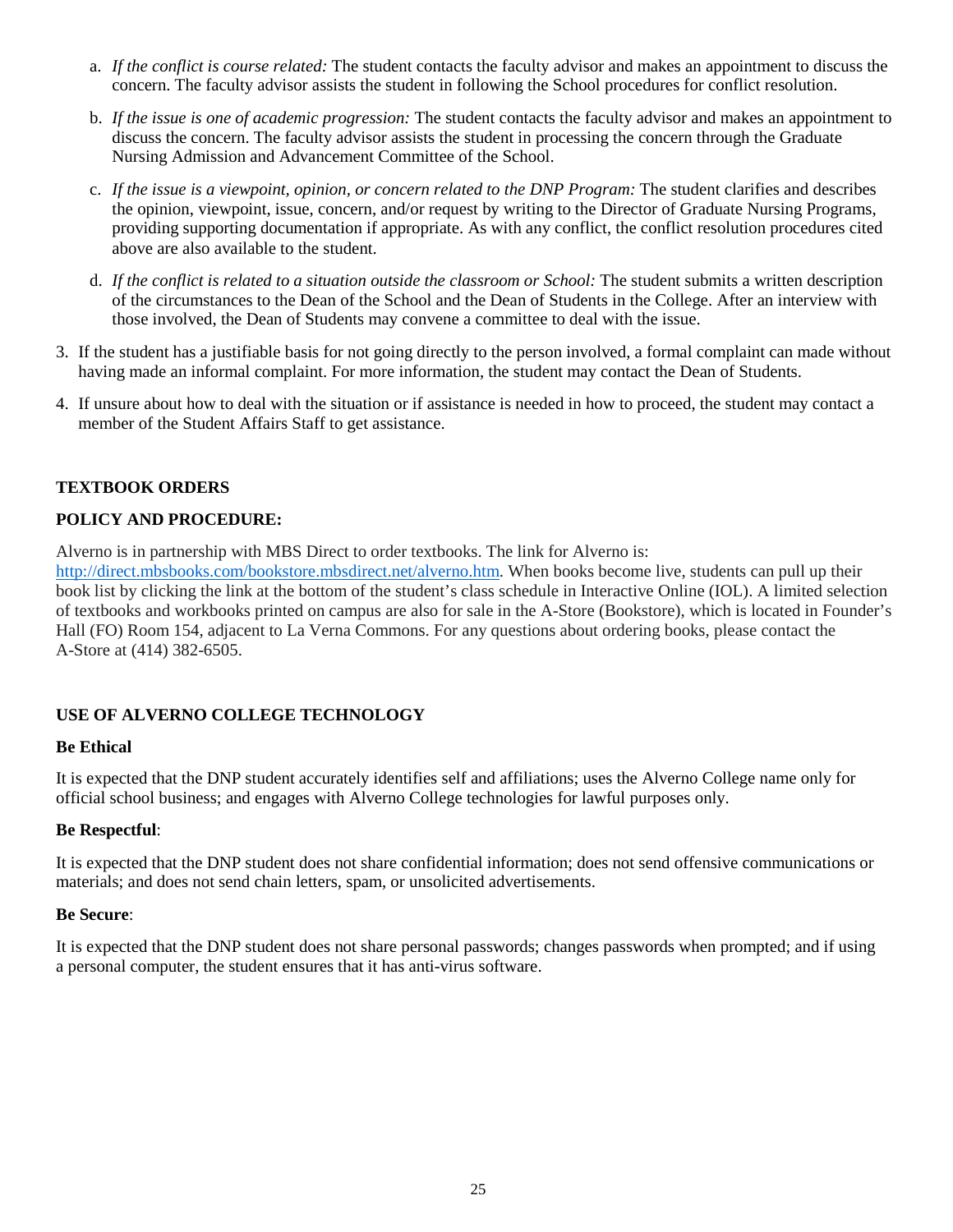a. *If the conflict is course related:* The student contacts the faculty advisor and makes an appointment to discuss the concern. The faculty advisor assists the student in following the School procedures for conflict resolution.

b. *If the issue is one of academic progression:* The student contacts the faculty advisor and makes an appointment to discuss the concern. The faculty advisor assists the student in processing the concern through the Graduate Nursing Admission and Advancement Committee of the School.

c. *If the issue is a viewpoint, opinion, or concern related to the DNP Program:* The student clarifies and describes the opinion, viewpoint, issue, concern, and/or request by writing to the Director of Graduate Nursing Programs, providing supporting documentation if appropriate. As with any conflict, the conflict resolution procedures cited above are also available to the student.

d. *If the conflict is related to a situation outside the classroom or School:* The student submits a written description of the circumstances to the Dean of the School and the Dean of Students in the College. After an interview with those involved, the Dean of Students may convene a committee to deal with the issue.

3. If the student has a justifiable basis for not going directly to the person involved, a formal complaint can made without having made an informal complaint. For more information, the student may contact the Dean of Students.

4. If unsure about how to deal with the situation or if assistance is needed in how to proceed, the student may contact a member of the Student Affairs Staff to get assistance.

**TEXTBOOK ORDERS**

**POLICY AND PROCEDURE:**

Alverno is in partnership with MBS Direct to order textbooks. The link for Alverno is: http://direct.mbsbooks.com/bookstore.mbsdirect.net/alverno.htm. When books become live, students can pull up their book list by clicking the link at the bottom of the student's class schedule in Interactive Online (IOL). A limited selection of textbooks and workbooks printed on campus are also for sale in the A-Store (Bookstore), which is located in Founder's Hall (FO) Room 154, adjacent to La Verna Commons. For any questions about ordering books, please contact the A-Store at (414) 382-6505.

**USE OF ALVERNO COLLEGE TECHNOLOGY**

**Be Ethical**

It is expected that the DNP student accurately identifies self and affiliations; uses the Alverno College name only for official school business; and engages with Alverno College technologies for lawful purposes only.

**Be Respectful**:

It is expected that the DNP student does not share confidential information; does not send offensive communications or materials; and does not send chain letters, spam, or unsolicited advertisements.

**Be Secure**:

It is expected that the DNP student does not share personal passwords; changes passwords when prompted; and if using a personal computer, the student ensures that it has anti-virus software.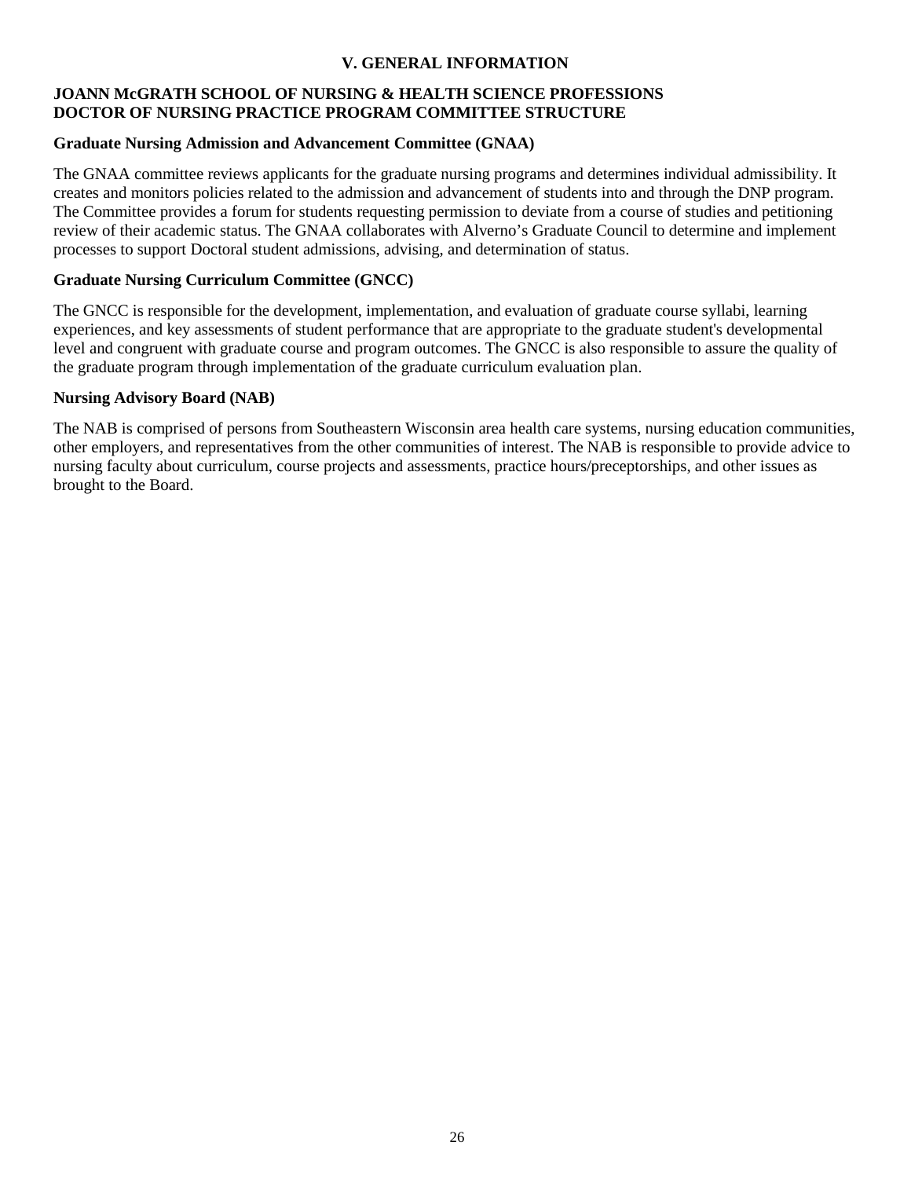# V. GENERAL INFORMATION

## JOANN McGRATH SCHOOL OF NURSING & HEALTH SCIENCE PROFESSIONS DOCTOR OF NURSING PRACTICE PROGRAM COMMITTEE STRUCTURE

### Graduate Nursing Admission and Advancement Committee (GNAA)

The GNAA committee reviews applicants for the graduate nursing programs and determines individual admissibility. It creates and monitors policies related to the admission and advancement of students into and through the DNP program. The Committee provides a forum for students requesting permission to deviate from a course of studies and petitioning review of their academic status. The GNAA collaborates with Alverno's Graduate Council to determine and implement processes to support Doctoral student admissions, advising, and determination of status.

### Graduate Nursing Curriculum Committee (GNCC)

The GNCC is responsible for the development, implementation, and evaluation of graduate course syllabi, learning experiences, and key assessments of student performance that are appropriate to the graduate student's developmental level and congruent with graduate course and program outcomes. The GNCC is also responsible to assure the quality of the graduate program through implementation of the graduate curriculum evaluation plan.

### Nursing Advisory Board (NAB)

The NAB is comprised of persons from Southeastern Wisconsin area health care systems, nursing education communities, other employers, and representatives from the other communities of interest. The NAB is responsible to provide advice to nursing faculty about curriculum, course projects and assessments, practice hours/preceptorships, and other issues as brought to the Board.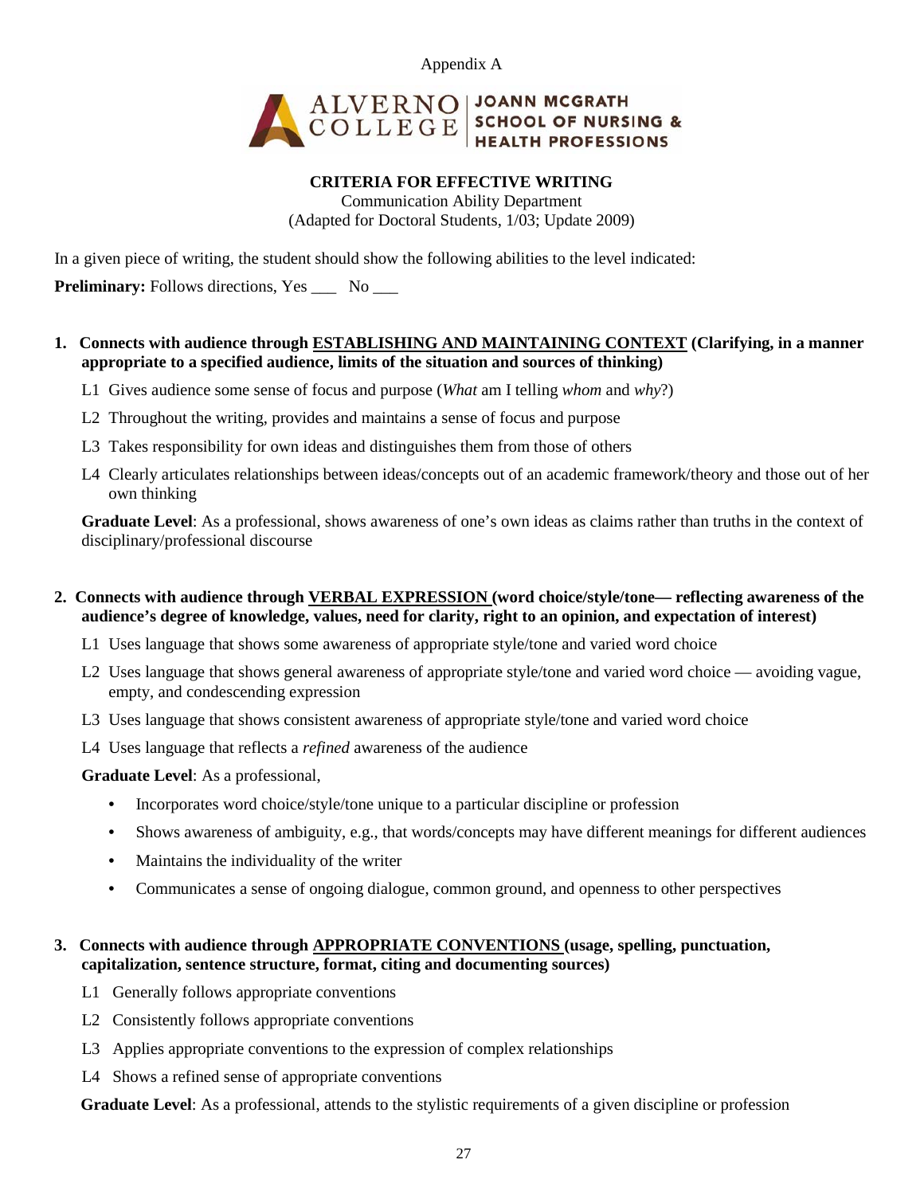Appendix A

ALVERNO COLLEGE | JOANN MCGRATH SCHOOL OF NURSING & HEALTH PROFESSIONS

**CRITERIA FOR EFFECTIVE WRITING**

Communication Ability Department

(Adapted for Doctoral Students, 1/03; Update 2009)

In a given piece of writing, the student should show the following abilities to the level indicated:

**Preliminary:** Follows directions, Yes ___ No ___

**1. Connects with audience through ESTABLISHING AND MAINTAINING CONTEXT (Clarifying, in a manner appropriate to a specified audience, limits of the situation and sources of thinking)**

- L1 Gives audience some sense of focus and purpose (*What* am I telling *whom* and *why*?)
- L2 Throughout the writing, provides and maintains a sense of focus and purpose
- L3 Takes responsibility for own ideas and distinguishes them from those of others
- L4 Clearly articulates relationships between ideas/concepts out of an academic framework/theory and those out of her own thinking

**Graduate Level**: As a professional, shows awareness of one's own ideas as claims rather than truths in the context of disciplinary/professional discourse

**2. Connects with audience through VERBAL EXPRESSION (word choice/style/tone— reflecting awareness of the audience's degree of knowledge, values, need for clarity, right to an opinion, and expectation of interest)**

- L1 Uses language that shows some awareness of appropriate style/tone and varied word choice
- L2 Uses language that shows general awareness of appropriate style/tone and varied word choice — avoiding vague, empty, and condescending expression
- L3 Uses language that shows consistent awareness of appropriate style/tone and varied word choice
- L4 Uses language that reflects a *refined* awareness of the audience

**Graduate Level**: As a professional,

- Incorporates word choice/style/tone unique to a particular discipline or profession
- Shows awareness of ambiguity, e.g., that words/concepts may have different meanings for different audiences
- Maintains the individuality of the writer
- Communicates a sense of ongoing dialogue, common ground, and openness to other perspectives

**3. Connects with audience through APPROPRIATE CONVENTIONS (usage, spelling, punctuation, capitalization, sentence structure, format, citing and documenting sources)**

- L1 Generally follows appropriate conventions
- L2 Consistently follows appropriate conventions
- L3 Applies appropriate conventions to the expression of complex relationships
- L4 Shows a refined sense of appropriate conventions

**Graduate Level**: As a professional, attends to the stylistic requirements of a given discipline or profession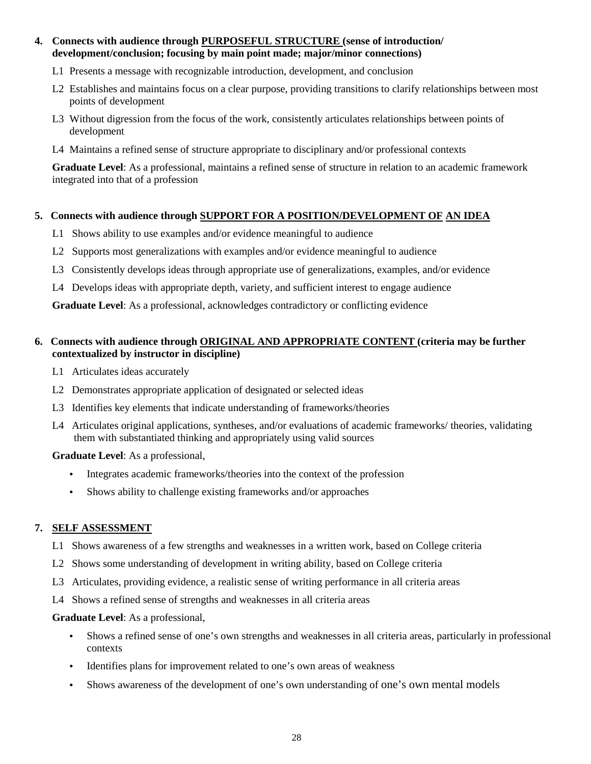**4. Connects with audience through <u>PURPOSEFUL STRUCTURE</u> (sense of introduction/ development/conclusion; focusing by main point made; major/minor connections)**

L1 Presents a message with recognizable introduction, development, and conclusion

L2 Establishes and maintains focus on a clear purpose, providing transitions to clarify relationships between most points of development

L3 Without digression from the focus of the work, consistently articulates relationships between points of development

L4 Maintains a refined sense of structure appropriate to disciplinary and/or professional contexts

**Graduate Level**: As a professional, maintains a refined sense of structure in relation to an academic framework integrated into that of a profession

**5. Connects with audience through <u>SUPPORT FOR A POSITION/DEVELOPMENT OF AN IDEA</u>**

L1 Shows ability to use examples and/or evidence meaningful to audience

L2 Supports most generalizations with examples and/or evidence meaningful to audience

L3 Consistently develops ideas through appropriate use of generalizations, examples, and/or evidence

L4 Develops ideas with appropriate depth, variety, and sufficient interest to engage audience

**Graduate Level**: As a professional, acknowledges contradictory or conflicting evidence

**6. Connects with audience through <u>ORIGINAL AND APPROPRIATE CONTENT</u> (criteria may be further contextualized by instructor in discipline)**

L1 Articulates ideas accurately

L2 Demonstrates appropriate application of designated or selected ideas

L3 Identifies key elements that indicate understanding of frameworks/theories

L4 Articulates original applications, syntheses, and/or evaluations of academic frameworks/ theories, validating them with substantiated thinking and appropriately using valid sources

**Graduate Level**: As a professional,

- Integrates academic frameworks/theories into the context of the profession
- Shows ability to challenge existing frameworks and/or approaches

**7. <u>SELF ASSESSMENT</u>**

L1 Shows awareness of a few strengths and weaknesses in a written work, based on College criteria

L2 Shows some understanding of development in writing ability, based on College criteria

L3 Articulates, providing evidence, a realistic sense of writing performance in all criteria areas

L4 Shows a refined sense of strengths and weaknesses in all criteria areas

**Graduate Level**: As a professional,

- Shows a refined sense of one's own strengths and weaknesses in all criteria areas, particularly in professional contexts
- Identifies plans for improvement related to one's own areas of weakness
- Shows awareness of the development of one's own understanding of one's own mental models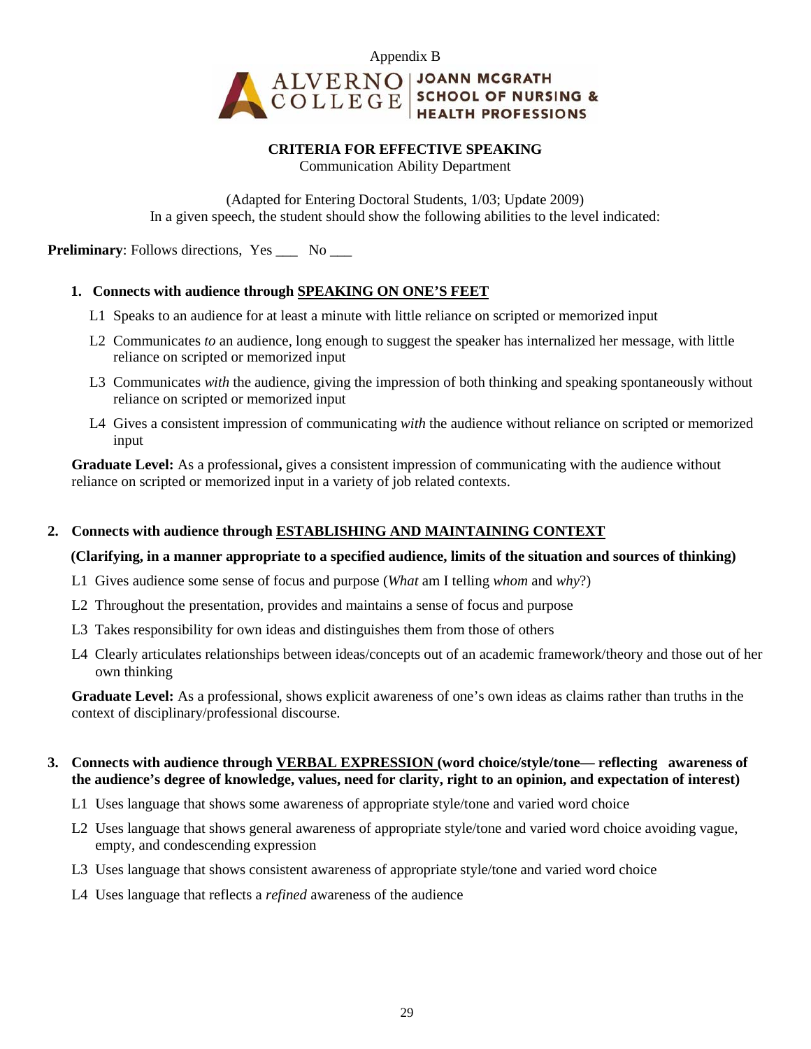Appendix B

ALVERNO COLLEGE | JOANN MCGRATH SCHOOL OF NURSING & HEALTH PROFESSIONS

**CRITERIA FOR EFFECTIVE SPEAKING**

Communication Ability Department

(Adapted for Entering Doctoral Students, 1/03; Update 2009)
In a given speech, the student should show the following abilities to the level indicated:

**Preliminary**: Follows directions, Yes ___ No ___

1. **Connects with audience through SPEAKING ON ONE'S FEET**

   L1 Speaks to an audience for at least a minute with little reliance on scripted or memorized input

   L2 Communicates *to* an audience, long enough to suggest the speaker has internalized her message, with little reliance on scripted or memorized input

   L3 Communicates *with* the audience, giving the impression of both thinking and speaking spontaneously without reliance on scripted or memorized input

   L4 Gives a consistent impression of communicating *with* the audience without reliance on scripted or memorized input

   **Graduate Level:** As a professional**,** gives a consistent impression of communicating with the audience without reliance on scripted or memorized input in a variety of job related contexts.

2. **Connects with audience through ESTABLISHING AND MAINTAINING CONTEXT**

   **(Clarifying, in a manner appropriate to a specified audience, limits of the situation and sources of thinking)**

   L1 Gives audience some sense of focus and purpose (*What* am I telling *whom* and *why*?)

   L2 Throughout the presentation, provides and maintains a sense of focus and purpose

   L3 Takes responsibility for own ideas and distinguishes them from those of others

   L4 Clearly articulates relationships between ideas/concepts out of an academic framework/theory and those out of her own thinking

   **Graduate Level:** As a professional, shows explicit awareness of one's own ideas as claims rather than truths in the context of disciplinary/professional discourse.

3. **Connects with audience through VERBAL EXPRESSION (word choice/style/tone— reflecting awareness of the audience's degree of knowledge, values, need for clarity, right to an opinion, and expectation of interest)**

   L1 Uses language that shows some awareness of appropriate style/tone and varied word choice

   L2 Uses language that shows general awareness of appropriate style/tone and varied word choice avoiding vague, empty, and condescending expression

   L3 Uses language that shows consistent awareness of appropriate style/tone and varied word choice

   L4 Uses language that reflects a *refined* awareness of the audience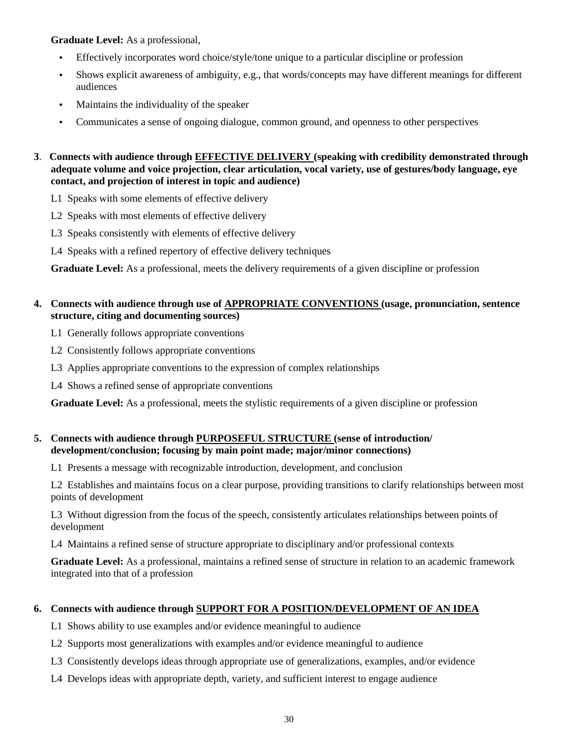**Graduate Level:** As a professional,

- Effectively incorporates word choice/style/tone unique to a particular discipline or profession
- Shows explicit awareness of ambiguity, e.g., that words/concepts may have different meanings for different audiences
- Maintains the individuality of the speaker
- Communicates a sense of ongoing dialogue, common ground, and openness to other perspectives

**3. Connects with audience through <u>EFFECTIVE DELIVERY</u> (speaking with credibility demonstrated through adequate volume and voice projection, clear articulation, vocal variety, use of gestures/body language, eye contact, and projection of interest in topic and audience)**

L1 Speaks with some elements of effective delivery

L2 Speaks with most elements of effective delivery

L3 Speaks consistently with elements of effective delivery

L4 Speaks with a refined repertory of effective delivery techniques

**Graduate Level:** As a professional, meets the delivery requirements of a given discipline or profession

**4. Connects with audience through use of <u>APPROPRIATE CONVENTIONS</u> (usage, pronunciation, sentence structure, citing and documenting sources)**

L1 Generally follows appropriate conventions

L2 Consistently follows appropriate conventions

L3 Applies appropriate conventions to the expression of complex relationships

L4 Shows a refined sense of appropriate conventions

**Graduate Level:** As a professional, meets the stylistic requirements of a given discipline or profession

**5. Connects with audience through <u>PURPOSEFUL STRUCTURE</u> (sense of introduction/ development/conclusion; focusing by main point made; major/minor connections)**

L1 Presents a message with recognizable introduction, development, and conclusion

L2 Establishes and maintains focus on a clear purpose, providing transitions to clarify relationships between most points of development

L3 Without digression from the focus of the speech, consistently articulates relationships between points of development

L4 Maintains a refined sense of structure appropriate to disciplinary and/or professional contexts

**Graduate Level:** As a professional, maintains a refined sense of structure in relation to an academic framework integrated into that of a profession

**6. Connects with audience through <u>SUPPORT FOR A POSITION/DEVELOPMENT OF AN IDEA</u>**

L1 Shows ability to use examples and/or evidence meaningful to audience

L2 Supports most generalizations with examples and/or evidence meaningful to audience

L3 Consistently develops ideas through appropriate use of generalizations, examples, and/or evidence

L4 Develops ideas with appropriate depth, variety, and sufficient interest to engage audience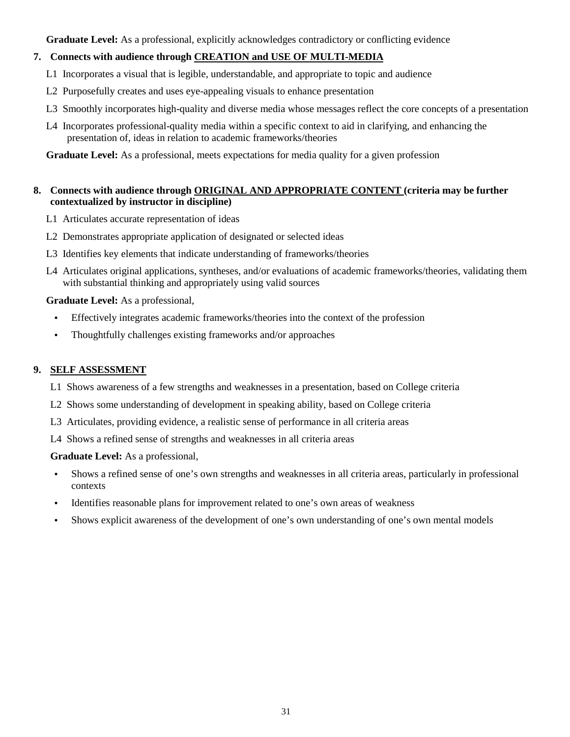**Graduate Level:** As a professional, explicitly acknowledges contradictory or conflicting evidence

**7. Connects with audience through <u>CREATION and USE OF MULTI-MEDIA</u>**

L1 Incorporates a visual that is legible, understandable, and appropriate to topic and audience

L2 Purposefully creates and uses eye-appealing visuals to enhance presentation

L3 Smoothly incorporates high-quality and diverse media whose messages reflect the core concepts of a presentation

L4 Incorporates professional-quality media within a specific context to aid in clarifying, and enhancing the presentation of, ideas in relation to academic frameworks/theories

**Graduate Level:** As a professional, meets expectations for media quality for a given profession

**8. Connects with audience through <u>ORIGINAL AND APPROPRIATE CONTENT</u> (criteria may be further contextualized by instructor in discipline)**

L1 Articulates accurate representation of ideas

L2 Demonstrates appropriate application of designated or selected ideas

L3 Identifies key elements that indicate understanding of frameworks/theories

L4 Articulates original applications, syntheses, and/or evaluations of academic frameworks/theories, validating them with substantial thinking and appropriately using valid sources

**Graduate Level:** As a professional,

- Effectively integrates academic frameworks/theories into the context of the profession
- Thoughtfully challenges existing frameworks and/or approaches

**9. <u>SELF ASSESSMENT</u>**

L1 Shows awareness of a few strengths and weaknesses in a presentation, based on College criteria

L2 Shows some understanding of development in speaking ability, based on College criteria

L3 Articulates, providing evidence, a realistic sense of performance in all criteria areas

L4 Shows a refined sense of strengths and weaknesses in all criteria areas

**Graduate Level:** As a professional,

- Shows a refined sense of one's own strengths and weaknesses in all criteria areas, particularly in professional contexts
- Identifies reasonable plans for improvement related to one's own areas of weakness
- Shows explicit awareness of the development of one's own understanding of one's own mental models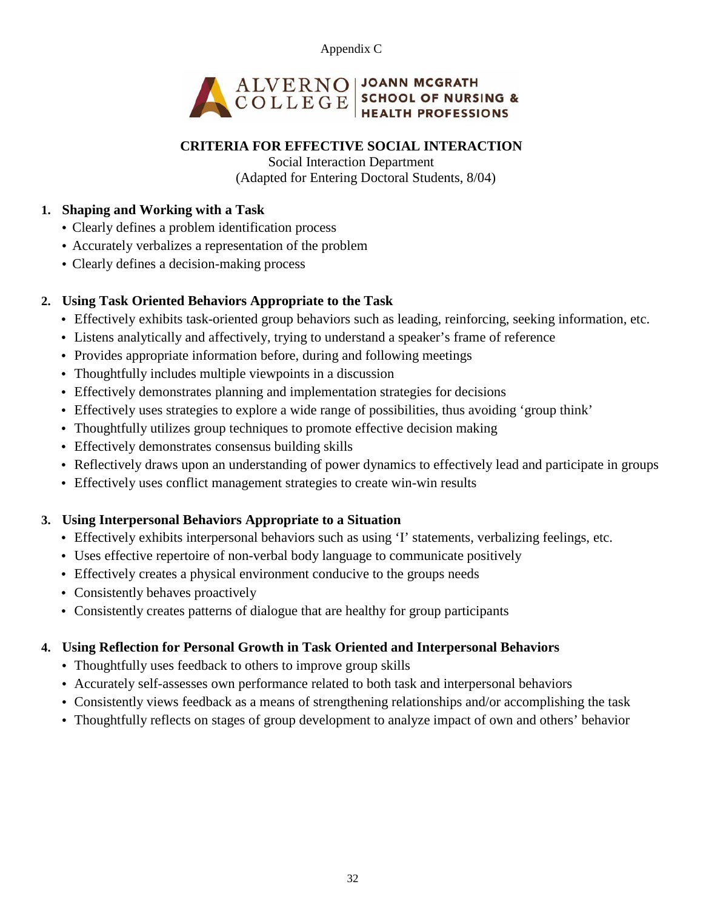Appendix C

ALVERNO COLLEGE | JOANN MCGRATH SCHOOL OF NURSING & HEALTH PROFESSIONS

## CRITERIA FOR EFFECTIVE SOCIAL INTERACTION

Social Interaction Department
(Adapted for Entering Doctoral Students, 8/04)

1. **Shaping and Working with a Task**
   - Clearly defines a problem identification process
   - Accurately verbalizes a representation of the problem
   - Clearly defines a decision-making process

2. **Using Task Oriented Behaviors Appropriate to the Task**
   - Effectively exhibits task-oriented group behaviors such as leading, reinforcing, seeking information, etc.
   - Listens analytically and affectively, trying to understand a speaker's frame of reference
   - Provides appropriate information before, during and following meetings
   - Thoughtfully includes multiple viewpoints in a discussion
   - Effectively demonstrates planning and implementation strategies for decisions
   - Effectively uses strategies to explore a wide range of possibilities, thus avoiding 'group think'
   - Thoughtfully utilizes group techniques to promote effective decision making
   - Effectively demonstrates consensus building skills
   - Reflectively draws upon an understanding of power dynamics to effectively lead and participate in groups
   - Effectively uses conflict management strategies to create win-win results

3. **Using Interpersonal Behaviors Appropriate to a Situation**
   - Effectively exhibits interpersonal behaviors such as using 'I' statements, verbalizing feelings, etc.
   - Uses effective repertoire of non-verbal body language to communicate positively
   - Effectively creates a physical environment conducive to the groups needs
   - Consistently behaves proactively
   - Consistently creates patterns of dialogue that are healthy for group participants

4. **Using Reflection for Personal Growth in Task Oriented and Interpersonal Behaviors**
   - Thoughtfully uses feedback to others to improve group skills
   - Accurately self-assesses own performance related to both task and interpersonal behaviors
   - Consistently views feedback as a means of strengthening relationships and/or accomplishing the task
   - Thoughtfully reflects on stages of group development to analyze impact of own and others' behavior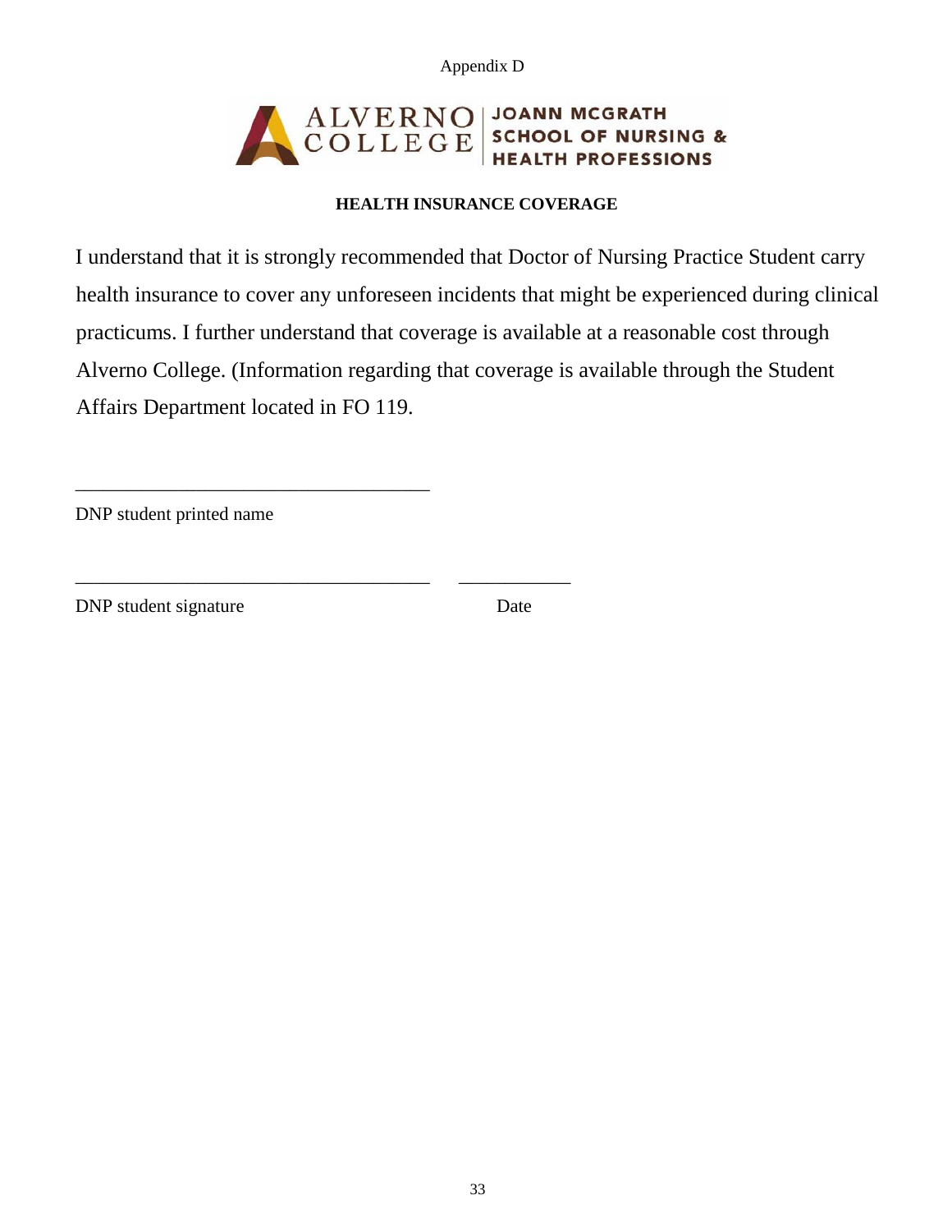Appendix D

ALVERNO COLLEGE | JOANN MCGRATH SCHOOL OF NURSING & HEALTH PROFESSIONS

**HEALTH INSURANCE COVERAGE**

I understand that it is strongly recommended that Doctor of Nursing Practice Student carry health insurance to cover any unforeseen incidents that might be experienced during clinical practicums. I further understand that coverage is available at a reasonable cost through Alverno College. (Information regarding that coverage is available through the Student Affairs Department located in FO 119.

_____________________________________

DNP student printed name

_____________________________________ ____________

DNP student signature Date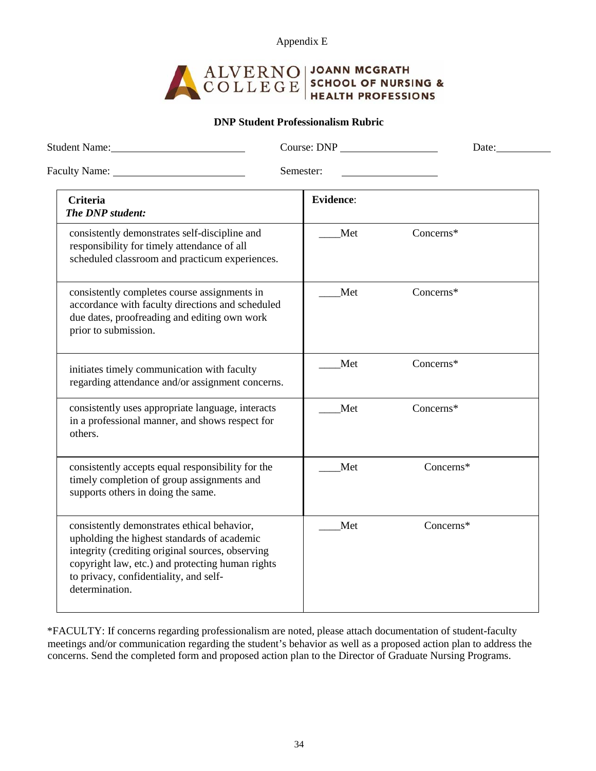Appendix E

ALVERNO COLLEGE | JOANN MCGRATH SCHOOL OF NURSING & HEALTH PROFESSIONS

**DNP Student Professionalism Rubric**

Student Name:________________________ Course: DNP __________________ Date:__________

Faculty Name: ________________________ Semester: __________________

| **Criteria** *The DNP student:* | **Evidence**: | |
|---|---|---|
| consistently demonstrates self-discipline and responsibility for timely attendance of all scheduled classroom and practicum experiences. | ____Met | Concerns* |
| consistently completes course assignments in accordance with faculty directions and scheduled due dates, proofreading and editing own work prior to submission. | ____Met | Concerns* |
| initiates timely communication with faculty regarding attendance and/or assignment concerns. | ____Met | Concerns* |
| consistently uses appropriate language, interacts in a professional manner, and shows respect for others. | ____Met | Concerns* |
| consistently accepts equal responsibility for the timely completion of group assignments and supports others in doing the same. | ____Met | Concerns* |
| consistently demonstrates ethical behavior, upholding the highest standards of academic integrity (crediting original sources, observing copyright law, etc.) and protecting human rights to privacy, confidentiality, and self-determination. | ____Met | Concerns* |

*FACULTY: If concerns regarding professionalism are noted, please attach documentation of student-faculty meetings and/or communication regarding the student's behavior as well as a proposed action plan to address the concerns. Send the completed form and proposed action plan to the Director of Graduate Nursing Programs.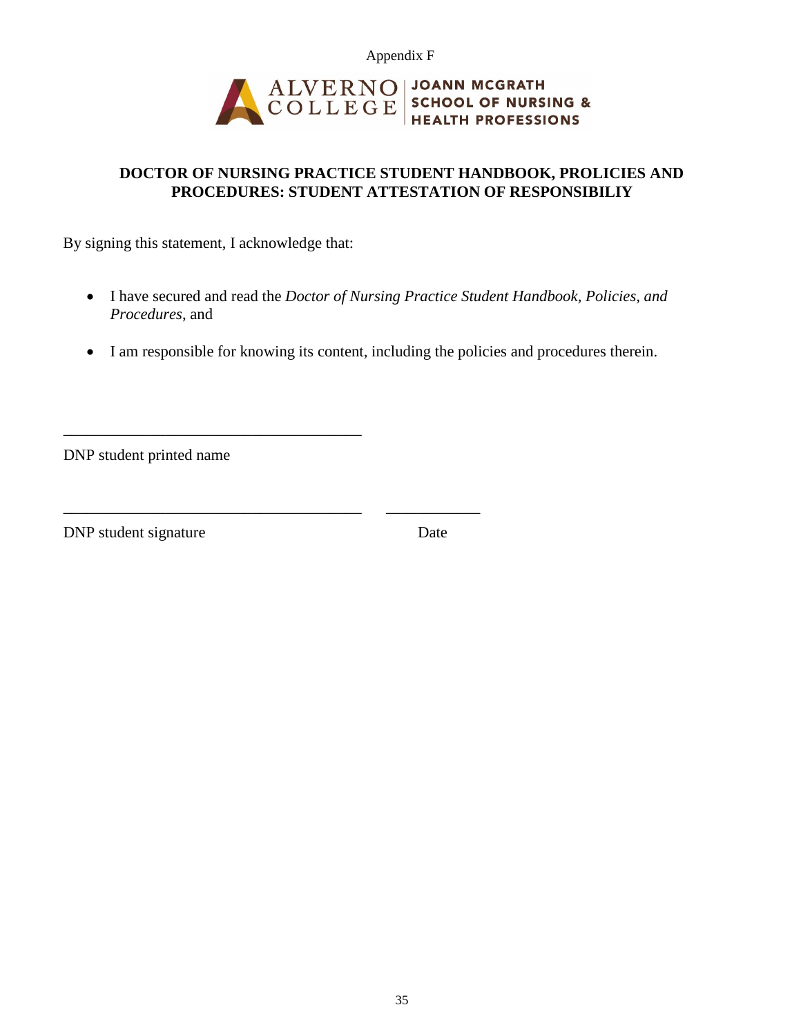Appendix F

ALVERNO COLLEGE | JOANN MCGRATH SCHOOL OF NURSING & HEALTH PROFESSIONS

**DOCTOR OF NURSING PRACTICE STUDENT HANDBOOK, PROLICIES AND PROCEDURES: STUDENT ATTESTATION OF RESPONSIBILIY**

By signing this statement, I acknowledge that:

- I have secured and read the *Doctor of Nursing Practice Student Handbook, Policies, and Procedures*, and
- I am responsible for knowing its content, including the policies and procedures therein.

\_\_\_\_\_\_\_\_\_\_\_\_\_\_\_\_\_\_\_\_\_\_\_\_\_\_\_\_\_\_\_\_\_\_\_\_\_\_

DNP student printed name

\_\_\_\_\_\_\_\_\_\_\_\_\_\_\_\_\_\_\_\_\_\_\_\_\_\_\_\_\_\_\_\_\_\_\_\_\_\_ \_\_\_\_\_\_\_\_\_\_\_\_

DNP student signature Date